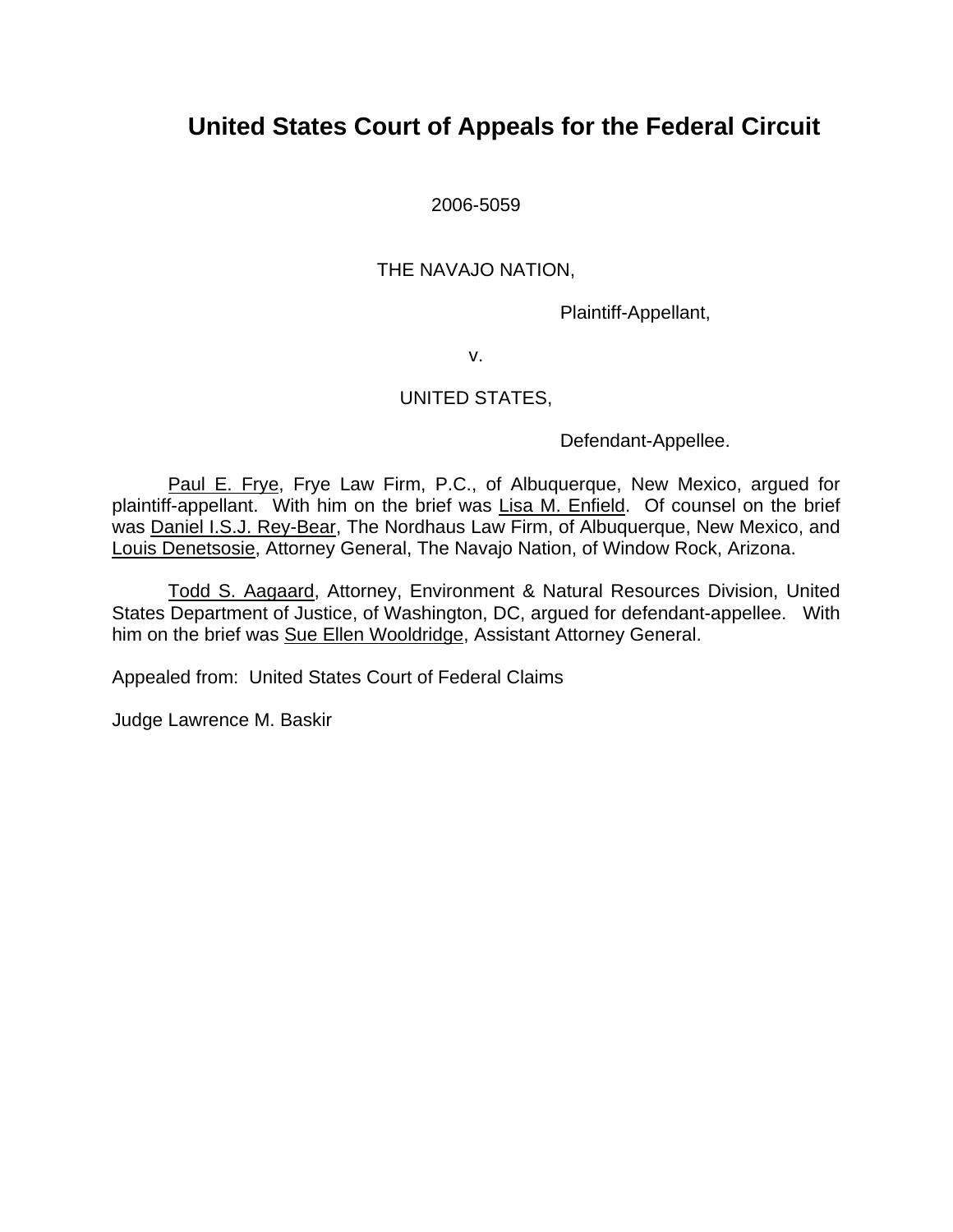# United States Court of Appeals for the Federal Circuit

2006-5059

THE NAVAJO NATION,

Plaintiff-Appellant,

v.

UNITED STATES,

Defendant-Appellee.

Paul E. Frye, Frye Law Firm, P.C., of Albuquerque, New Mexico, argued for plaintiff-appellant. With him on the brief was Lisa M. Enfield. Of counsel on the brief was Daniel I.S.J. Rey-Bear, The Nordhaus Law Firm, of Albuquerque, New Mexico, and Louis Denetsosie, Attorney General, The Navajo Nation, of Window Rock, Arizona.

Todd S. Aagaard, Attorney, Environment & Natural Resources Division, United States Department of Justice, of Washington, DC, argued for defendant-appellee. With him on the brief was Sue Ellen Wooldridge, Assistant Attorney General.

Appealed from: United States Court of Federal Claims

Judge Lawrence M. Baskir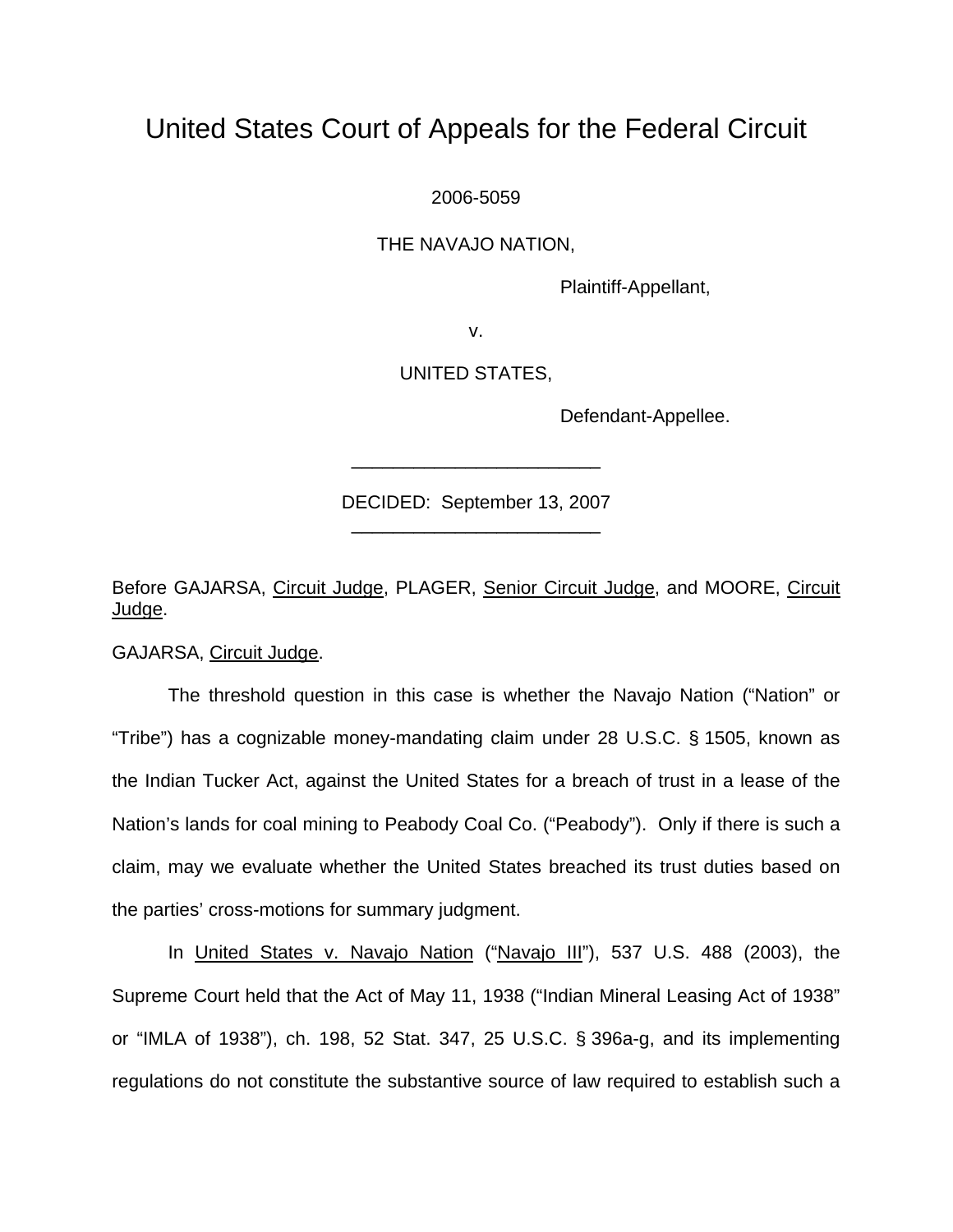# United States Court of Appeals for the Federal Circuit

2006-5059

THE NAVAJO NATION,

Plaintiff-Appellant,

v.

UNITED STATES,

Defendant-Appellee.

---

DECIDED: September 13, 2007

---

Before GAJARSA, Circuit Judge, PLAGER, Senior Circuit Judge, and MOORE, Circuit Judge.

GAJARSA, Circuit Judge.

The threshold question in this case is whether the Navajo Nation ("Nation" or "Tribe") has a cognizable money-mandating claim under 28 U.S.C. § 1505, known as the Indian Tucker Act, against the United States for a breach of trust in a lease of the Nation's lands for coal mining to Peabody Coal Co. ("Peabody"). Only if there is such a claim, may we evaluate whether the United States breached its trust duties based on the parties' cross-motions for summary judgment.

In United States v. Navajo Nation ("Navajo III"), 537 U.S. 488 (2003), the Supreme Court held that the Act of May 11, 1938 ("Indian Mineral Leasing Act of 1938" or "IMLA of 1938"), ch. 198, 52 Stat. 347, 25 U.S.C. § 396a-g, and its implementing regulations do not constitute the substantive source of law required to establish such a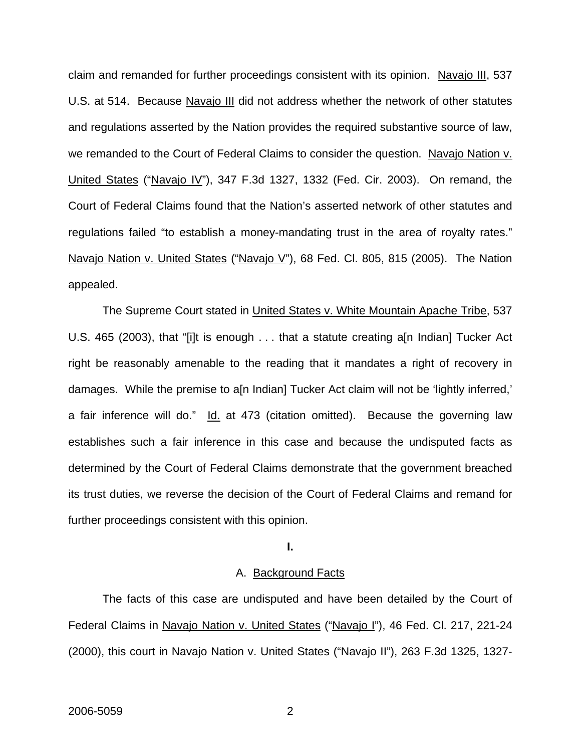claim and remanded for further proceedings consistent with its opinion. Navajo III, 537 U.S. at 514. Because Navajo III did not address whether the network of other statutes and regulations asserted by the Nation provides the required substantive source of law, we remanded to the Court of Federal Claims to consider the question. Navajo Nation v. United States ("Navajo IV"), 347 F.3d 1327, 1332 (Fed. Cir. 2003). On remand, the Court of Federal Claims found that the Nation's asserted network of other statutes and regulations failed "to establish a money-mandating trust in the area of royalty rates." Navajo Nation v. United States ("Navajo V"), 68 Fed. Cl. 805, 815 (2005). The Nation appealed.

The Supreme Court stated in United States v. White Mountain Apache Tribe, 537 U.S. 465 (2003), that "[i]t is enough . . . that a statute creating a[n Indian] Tucker Act right be reasonably amenable to the reading that it mandates a right of recovery in damages. While the premise to a[n Indian] Tucker Act claim will not be 'lightly inferred,' a fair inference will do." Id. at 473 (citation omitted). Because the governing law establishes such a fair inference in this case and because the undisputed facts as determined by the Court of Federal Claims demonstrate that the government breached its trust duties, we reverse the decision of the Court of Federal Claims and remand for further proceedings consistent with this opinion.

## I.

### A. Background Facts

The facts of this case are undisputed and have been detailed by the Court of Federal Claims in Navajo Nation v. United States ("Navajo I"), 46 Fed. Cl. 217, 221-24 (2000), this court in Navajo Nation v. United States ("Navajo II"), 263 F.3d 1325, 1327-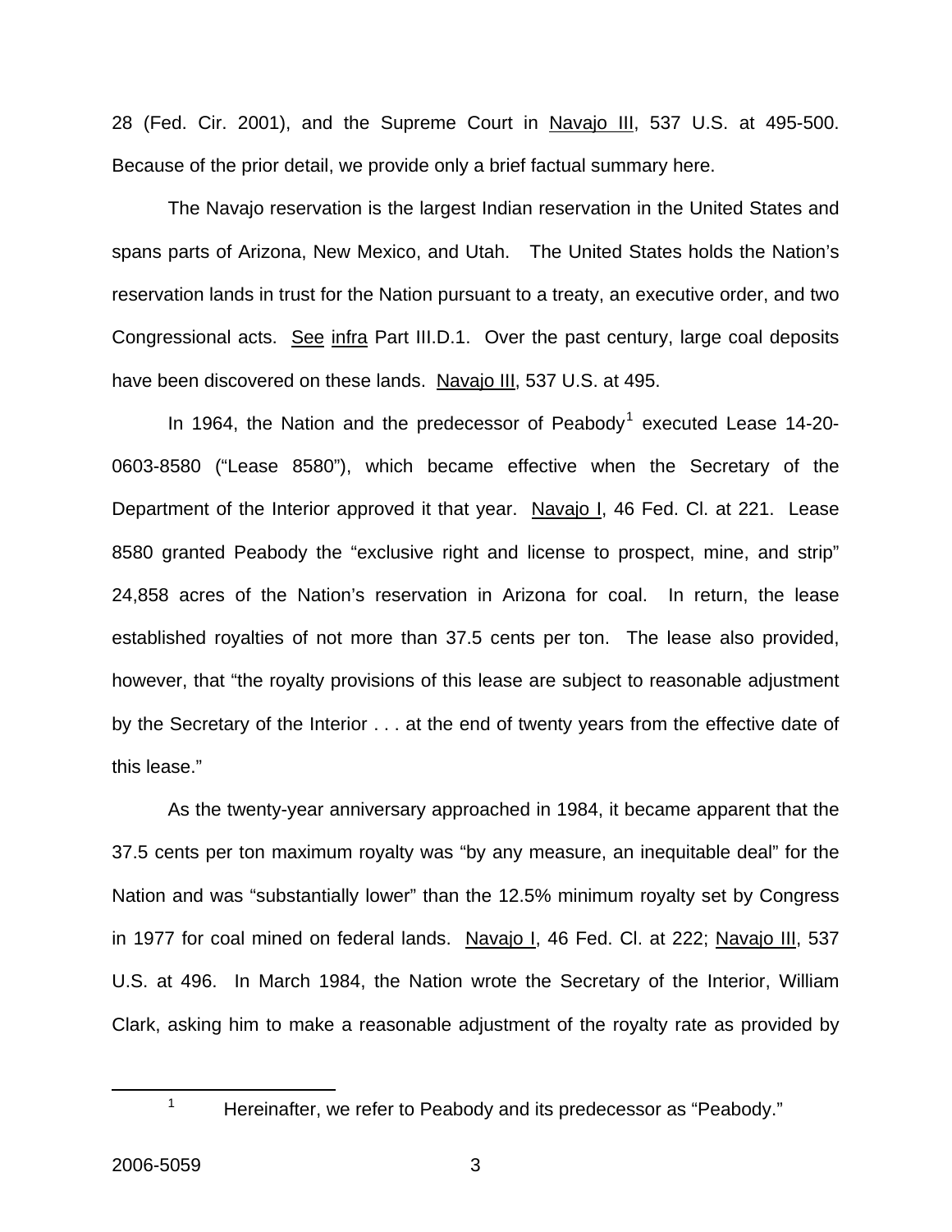28 (Fed. Cir. 2001), and the Supreme Court in Navajo III, 537 U.S. at 495-500. Because of the prior detail, we provide only a brief factual summary here.

The Navajo reservation is the largest Indian reservation in the United States and spans parts of Arizona, New Mexico, and Utah. The United States holds the Nation's reservation lands in trust for the Nation pursuant to a treaty, an executive order, and two Congressional acts. See infra Part III.D.1. Over the past century, large coal deposits have been discovered on these lands. Navajo III, 537 U.S. at 495.

In 1964, the Nation and the predecessor of Peabody[1] executed Lease 14-20-0603-8580 ("Lease 8580"), which became effective when the Secretary of the Department of the Interior approved it that year. Navajo I, 46 Fed. Cl. at 221. Lease 8580 granted Peabody the "exclusive right and license to prospect, mine, and strip" 24,858 acres of the Nation's reservation in Arizona for coal. In return, the lease established royalties of not more than 37.5 cents per ton. The lease also provided, however, that "the royalty provisions of this lease are subject to reasonable adjustment by the Secretary of the Interior . . . at the end of twenty years from the effective date of this lease."

As the twenty-year anniversary approached in 1984, it became apparent that the 37.5 cents per ton maximum royalty was "by any measure, an inequitable deal" for the Nation and was "substantially lower" than the 12.5% minimum royalty set by Congress in 1977 for coal mined on federal lands. Navajo I, 46 Fed. Cl. at 222; Navajo III, 537 U.S. at 496. In March 1984, the Nation wrote the Secretary of the Interior, William Clark, asking him to make a reasonable adjustment of the royalty rate as provided by

[1] Hereinafter, we refer to Peabody and its predecessor as "Peabody."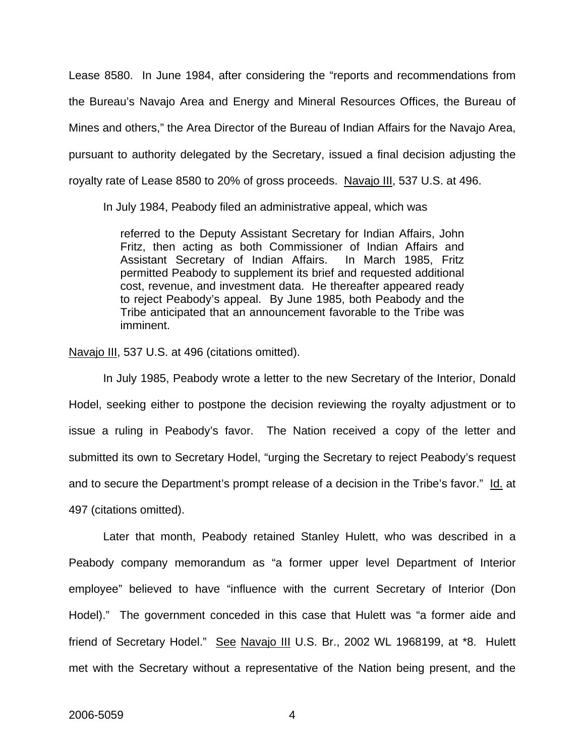Lease 8580. In June 1984, after considering the "reports and recommendations from the Bureau's Navajo Area and Energy and Mineral Resources Offices, the Bureau of Mines and others," the Area Director of the Bureau of Indian Affairs for the Navajo Area, pursuant to authority delegated by the Secretary, issued a final decision adjusting the royalty rate of Lease 8580 to 20% of gross proceeds. Navajo III, 537 U.S. at 496.

In July 1984, Peabody filed an administrative appeal, which was

> referred to the Deputy Assistant Secretary for Indian Affairs, John Fritz, then acting as both Commissioner of Indian Affairs and Assistant Secretary of Indian Affairs. In March 1985, Fritz permitted Peabody to supplement its brief and requested additional cost, revenue, and investment data. He thereafter appeared ready to reject Peabody's appeal. By June 1985, both Peabody and the Tribe anticipated that an announcement favorable to the Tribe was imminent.

Navajo III, 537 U.S. at 496 (citations omitted).

In July 1985, Peabody wrote a letter to the new Secretary of the Interior, Donald Hodel, seeking either to postpone the decision reviewing the royalty adjustment or to issue a ruling in Peabody's favor. The Nation received a copy of the letter and submitted its own to Secretary Hodel, "urging the Secretary to reject Peabody's request and to secure the Department's prompt release of a decision in the Tribe's favor." Id. at 497 (citations omitted).

Later that month, Peabody retained Stanley Hulett, who was described in a Peabody company memorandum as "a former upper level Department of Interior employee" believed to have "influence with the current Secretary of Interior (Don Hodel)." The government conceded in this case that Hulett was "a former aide and friend of Secretary Hodel." See Navajo III U.S. Br., 2002 WL 1968199, at *8. Hulett met with the Secretary without a representative of the Nation being present, and the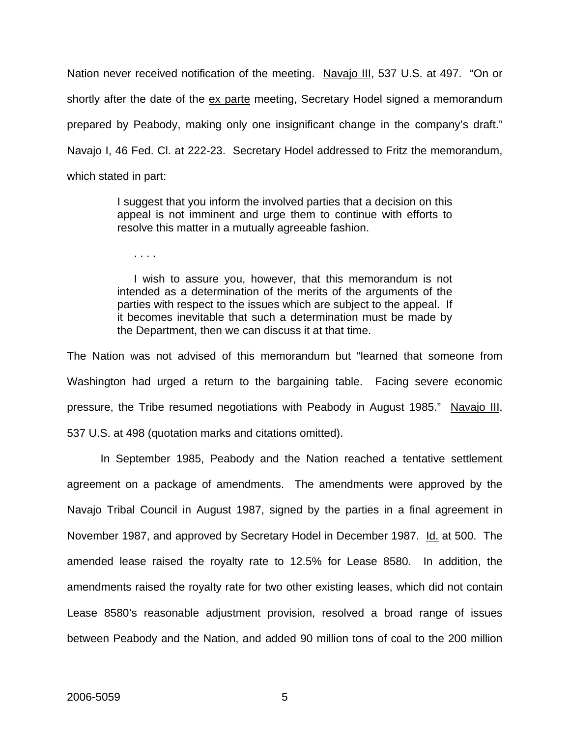Nation never received notification of the meeting. Navajo III, 537 U.S. at 497. "On or shortly after the date of the ex parte meeting, Secretary Hodel signed a memorandum prepared by Peabody, making only one insignificant change in the company's draft." Navajo I, 46 Fed. Cl. at 222-23. Secretary Hodel addressed to Fritz the memorandum, which stated in part:

> I suggest that you inform the involved parties that a decision on this appeal is not imminent and urge them to continue with efforts to resolve this matter in a mutually agreeable fashion.
>
> . . . .
>
> I wish to assure you, however, that this memorandum is not intended as a determination of the merits of the arguments of the parties with respect to the issues which are subject to the appeal. If it becomes inevitable that such a determination must be made by the Department, then we can discuss it at that time.

The Nation was not advised of this memorandum but "learned that someone from Washington had urged a return to the bargaining table. Facing severe economic pressure, the Tribe resumed negotiations with Peabody in August 1985." Navajo III, 537 U.S. at 498 (quotation marks and citations omitted).

In September 1985, Peabody and the Nation reached a tentative settlement agreement on a package of amendments. The amendments were approved by the Navajo Tribal Council in August 1987, signed by the parties in a final agreement in November 1987, and approved by Secretary Hodel in December 1987. Id. at 500. The amended lease raised the royalty rate to 12.5% for Lease 8580. In addition, the amendments raised the royalty rate for two other existing leases, which did not contain Lease 8580's reasonable adjustment provision, resolved a broad range of issues between Peabody and the Nation, and added 90 million tons of coal to the 200 million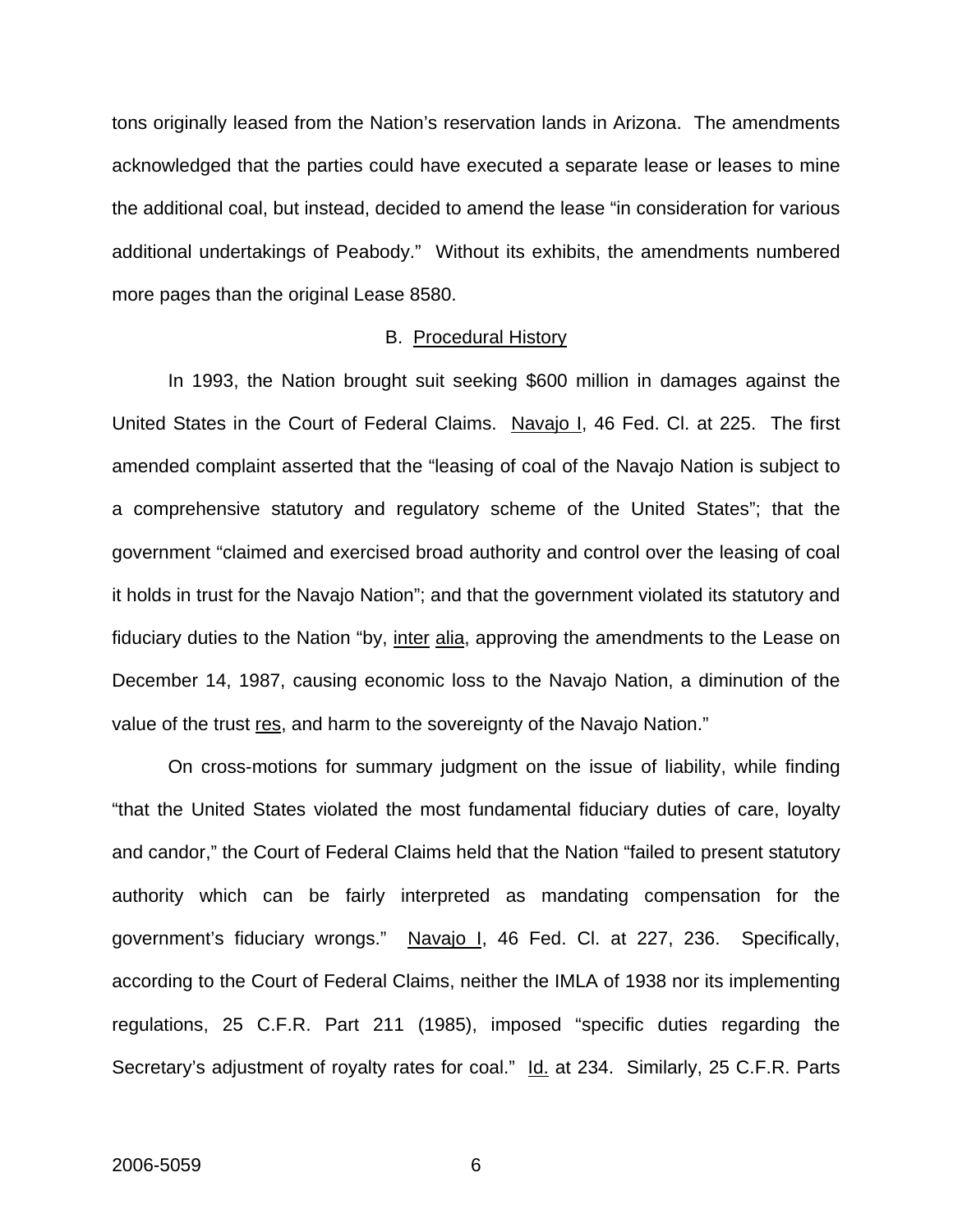tons originally leased from the Nation's reservation lands in Arizona. The amendments acknowledged that the parties could have executed a separate lease or leases to mine the additional coal, but instead, decided to amend the lease "in consideration for various additional undertakings of Peabody." Without its exhibits, the amendments numbered more pages than the original Lease 8580.

### B. Procedural History

In 1993, the Nation brought suit seeking $600 million in damages against the United States in the Court of Federal Claims. Navajo I, 46 Fed. Cl. at 225. The first amended complaint asserted that the "leasing of coal of the Navajo Nation is subject to a comprehensive statutory and regulatory scheme of the United States"; that the government "claimed and exercised broad authority and control over the leasing of coal it holds in trust for the Navajo Nation"; and that the government violated its statutory and fiduciary duties to the Nation "by, inter alia, approving the amendments to the Lease on December 14, 1987, causing economic loss to the Navajo Nation, a diminution of the value of the trust res, and harm to the sovereignty of the Navajo Nation."

On cross-motions for summary judgment on the issue of liability, while finding "that the United States violated the most fundamental fiduciary duties of care, loyalty and candor," the Court of Federal Claims held that the Nation "failed to present statutory authority which can be fairly interpreted as mandating compensation for the government's fiduciary wrongs." Navajo I, 46 Fed. Cl. at 227, 236. Specifically, according to the Court of Federal Claims, neither the IMLA of 1938 nor its implementing regulations, 25 C.F.R. Part 211 (1985), imposed "specific duties regarding the Secretary's adjustment of royalty rates for coal." Id. at 234. Similarly, 25 C.F.R. Parts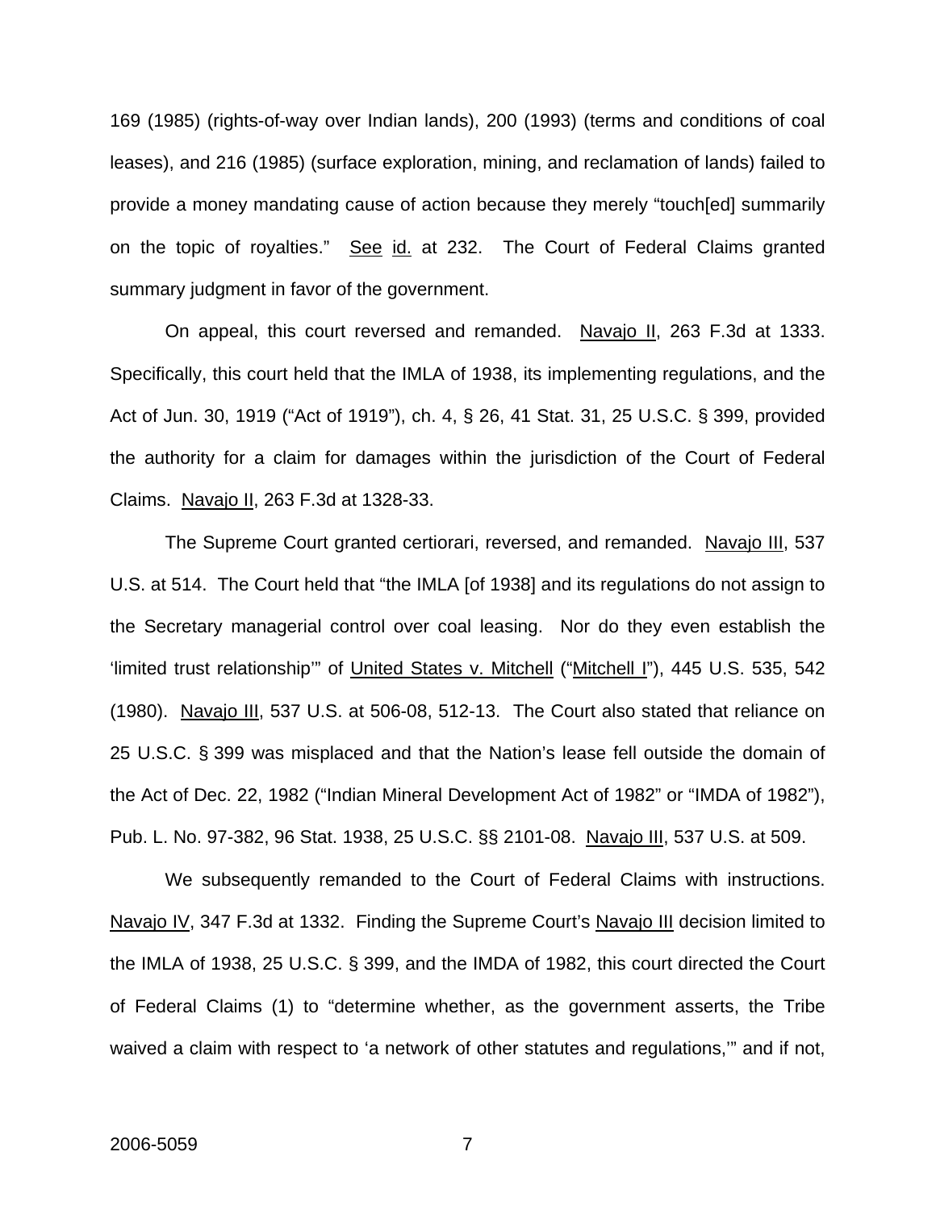169 (1985) (rights-of-way over Indian lands), 200 (1993) (terms and conditions of coal leases), and 216 (1985) (surface exploration, mining, and reclamation of lands) failed to provide a money mandating cause of action because they merely "touch[ed] summarily on the topic of royalties." See id. at 232. The Court of Federal Claims granted summary judgment in favor of the government.

On appeal, this court reversed and remanded. Navajo II, 263 F.3d at 1333. Specifically, this court held that the IMLA of 1938, its implementing regulations, and the Act of Jun. 30, 1919 ("Act of 1919"), ch. 4, § 26, 41 Stat. 31, 25 U.S.C. § 399, provided the authority for a claim for damages within the jurisdiction of the Court of Federal Claims. Navajo II, 263 F.3d at 1328-33.

The Supreme Court granted certiorari, reversed, and remanded. Navajo III, 537 U.S. at 514. The Court held that "the IMLA [of 1938] and its regulations do not assign to the Secretary managerial control over coal leasing. Nor do they even establish the 'limited trust relationship'" of United States v. Mitchell ("Mitchell I"), 445 U.S. 535, 542 (1980). Navajo III, 537 U.S. at 506-08, 512-13. The Court also stated that reliance on 25 U.S.C. § 399 was misplaced and that the Nation's lease fell outside the domain of the Act of Dec. 22, 1982 ("Indian Mineral Development Act of 1982" or "IMDA of 1982"), Pub. L. No. 97-382, 96 Stat. 1938, 25 U.S.C. §§ 2101-08. Navajo III, 537 U.S. at 509.

We subsequently remanded to the Court of Federal Claims with instructions. Navajo IV, 347 F.3d at 1332. Finding the Supreme Court's Navajo III decision limited to the IMLA of 1938, 25 U.S.C. § 399, and the IMDA of 1982, this court directed the Court of Federal Claims (1) to "determine whether, as the government asserts, the Tribe waived a claim with respect to 'a network of other statutes and regulations,'" and if not,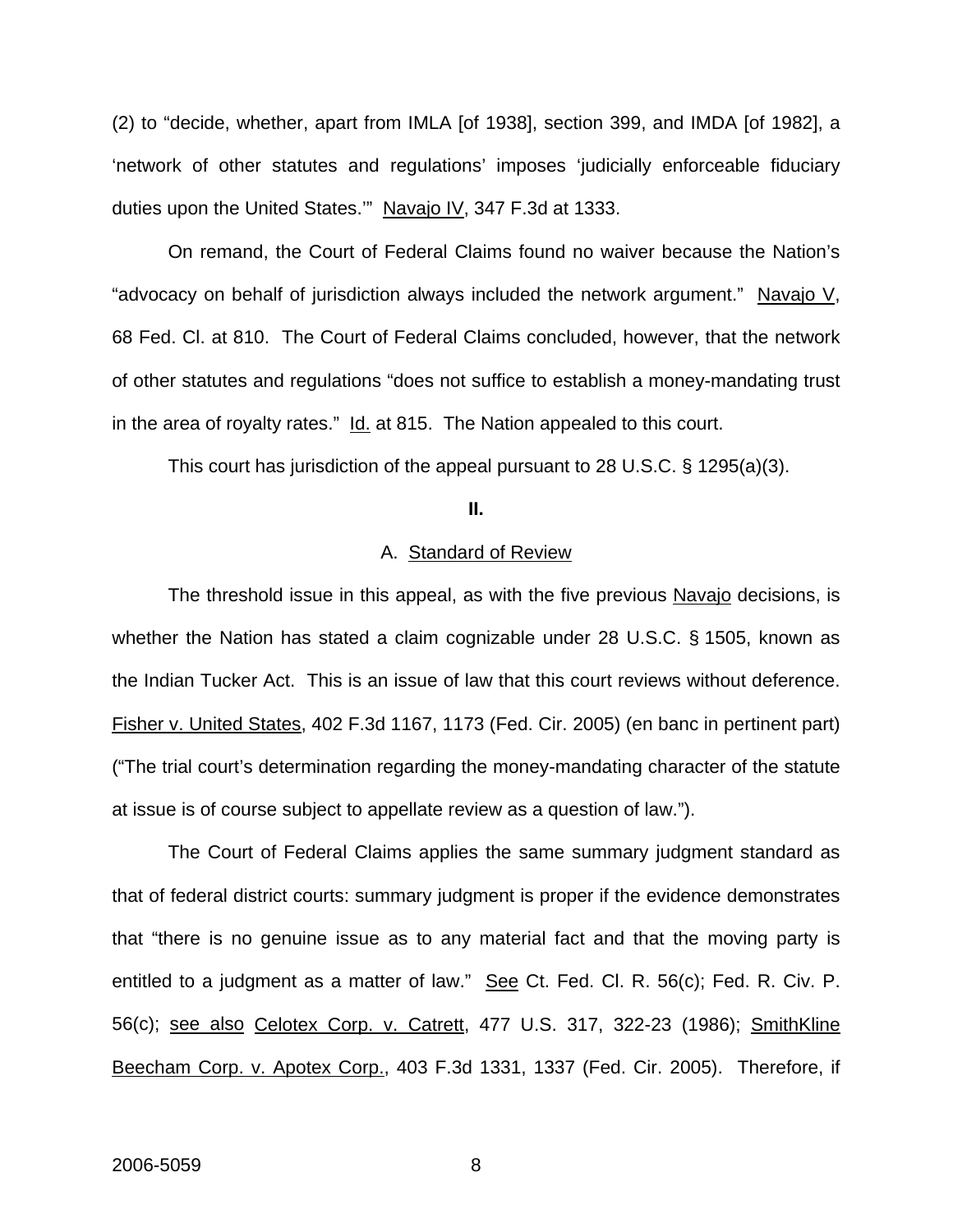(2) to "decide, whether, apart from IMLA [of 1938], section 399, and IMDA [of 1982], a 'network of other statutes and regulations' imposes 'judicially enforceable fiduciary duties upon the United States.'" Navajo IV, 347 F.3d at 1333.

On remand, the Court of Federal Claims found no waiver because the Nation's "advocacy on behalf of jurisdiction always included the network argument." Navajo V, 68 Fed. Cl. at 810. The Court of Federal Claims concluded, however, that the network of other statutes and regulations "does not suffice to establish a money-mandating trust in the area of royalty rates." Id. at 815. The Nation appealed to this court.

This court has jurisdiction of the appeal pursuant to 28 U.S.C. § 1295(a)(3).

## II.

### A. Standard of Review

The threshold issue in this appeal, as with the five previous Navajo decisions, is whether the Nation has stated a claim cognizable under 28 U.S.C. § 1505, known as the Indian Tucker Act. This is an issue of law that this court reviews without deference. Fisher v. United States, 402 F.3d 1167, 1173 (Fed. Cir. 2005) (en banc in pertinent part) ("The trial court's determination regarding the money-mandating character of the statute at issue is of course subject to appellate review as a question of law.").

The Court of Federal Claims applies the same summary judgment standard as that of federal district courts: summary judgment is proper if the evidence demonstrates that "there is no genuine issue as to any material fact and that the moving party is entitled to a judgment as a matter of law." See Ct. Fed. Cl. R. 56(c); Fed. R. Civ. P. 56(c); see also Celotex Corp. v. Catrett, 477 U.S. 317, 322-23 (1986); SmithKline Beecham Corp. v. Apotex Corp., 403 F.3d 1331, 1337 (Fed. Cir. 2005). Therefore, if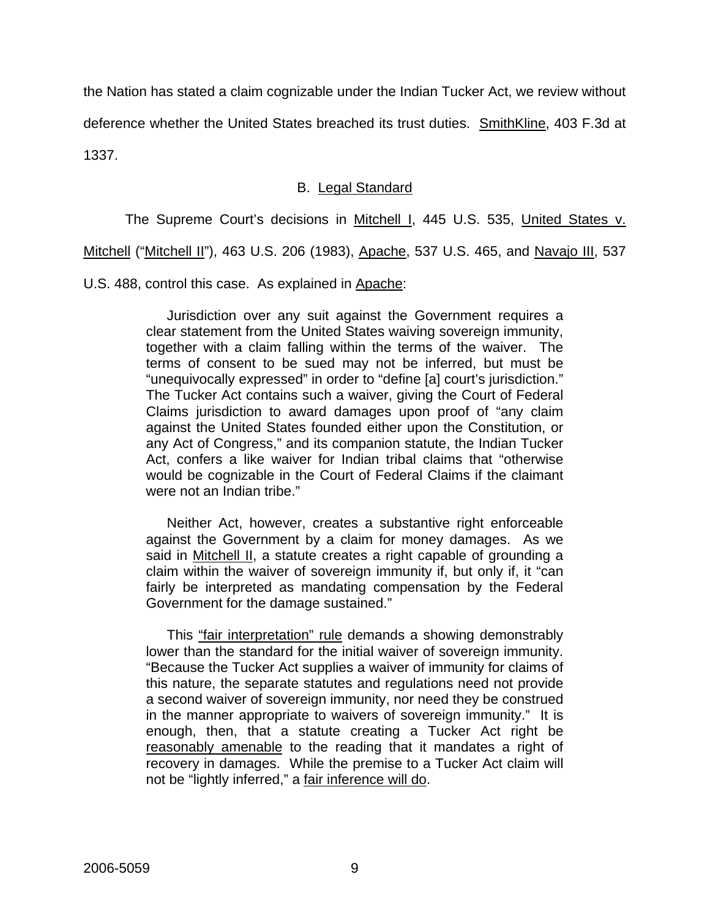the Nation has stated a claim cognizable under the Indian Tucker Act, we review without deference whether the United States breached its trust duties. SmithKline, 403 F.3d at 1337.

## B. Legal Standard

The Supreme Court's decisions in Mitchell I, 445 U.S. 535, United States v. Mitchell ("Mitchell II"), 463 U.S. 206 (1983), Apache, 537 U.S. 465, and Navajo III, 537 U.S. 488, control this case. As explained in Apache:

> Jurisdiction over any suit against the Government requires a clear statement from the United States waiving sovereign immunity, together with a claim falling within the terms of the waiver. The terms of consent to be sued may not be inferred, but must be "unequivocally expressed" in order to "define [a] court's jurisdiction." The Tucker Act contains such a waiver, giving the Court of Federal Claims jurisdiction to award damages upon proof of "any claim against the United States founded either upon the Constitution, or any Act of Congress," and its companion statute, the Indian Tucker Act, confers a like waiver for Indian tribal claims that "otherwise would be cognizable in the Court of Federal Claims if the claimant were not an Indian tribe."
>
> Neither Act, however, creates a substantive right enforceable against the Government by a claim for money damages. As we said in Mitchell II, a statute creates a right capable of grounding a claim within the waiver of sovereign immunity if, but only if, it "can fairly be interpreted as mandating compensation by the Federal Government for the damage sustained."
>
> This "fair interpretation" rule demands a showing demonstrably lower than the standard for the initial waiver of sovereign immunity. "Because the Tucker Act supplies a waiver of immunity for claims of this nature, the separate statutes and regulations need not provide a second waiver of sovereign immunity, nor need they be construed in the manner appropriate to waivers of sovereign immunity." It is enough, then, that a statute creating a Tucker Act right be reasonably amenable to the reading that it mandates a right of recovery in damages. While the premise to a Tucker Act claim will not be "lightly inferred," a fair inference will do.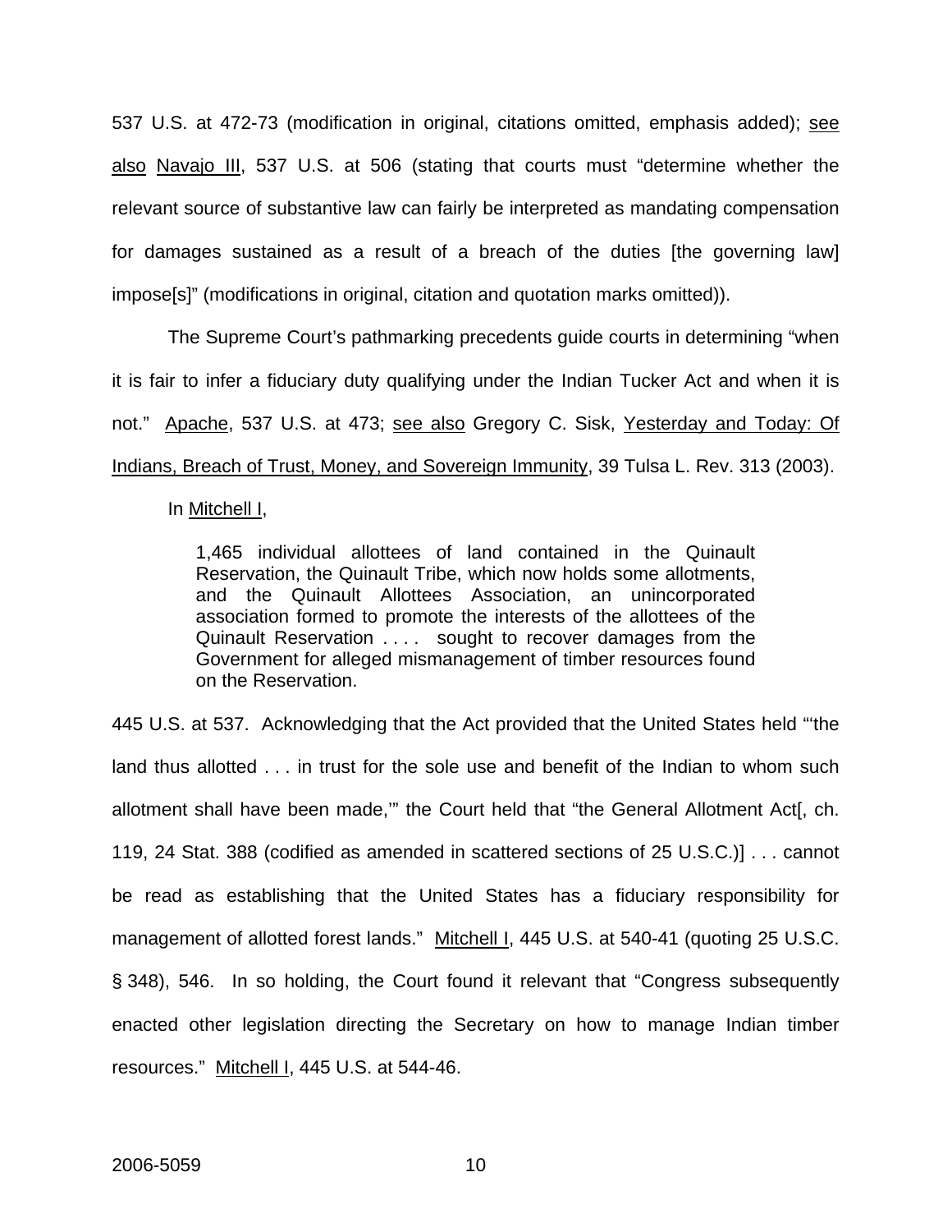537 U.S. at 472-73 (modification in original, citations omitted, emphasis added); see also Navajo III, 537 U.S. at 506 (stating that courts must "determine whether the relevant source of substantive law can fairly be interpreted as mandating compensation for damages sustained as a result of a breach of the duties [the governing law] impose[s]" (modifications in original, citation and quotation marks omitted)).

The Supreme Court's pathmarking precedents guide courts in determining "when it is fair to infer a fiduciary duty qualifying under the Indian Tucker Act and when it is not." Apache, 537 U.S. at 473; see also Gregory C. Sisk, Yesterday and Today: Of Indians, Breach of Trust, Money, and Sovereign Immunity, 39 Tulsa L. Rev. 313 (2003).

In Mitchell I,

> 1,465 individual allottees of land contained in the Quinault Reservation, the Quinault Tribe, which now holds some allotments, and the Quinault Allottees Association, an unincorporated association formed to promote the interests of the allottees of the Quinault Reservation . . . . sought to recover damages from the Government for alleged mismanagement of timber resources found on the Reservation.

445 U.S. at 537. Acknowledging that the Act provided that the United States held "'the land thus allotted . . . in trust for the sole use and benefit of the Indian to whom such allotment shall have been made,'" the Court held that "the General Allotment Act[, ch. 119, 24 Stat. 388 (codified as amended in scattered sections of 25 U.S.C.)] . . . cannot be read as establishing that the United States has a fiduciary responsibility for management of allotted forest lands." Mitchell I, 445 U.S. at 540-41 (quoting 25 U.S.C. § 348), 546. In so holding, the Court found it relevant that "Congress subsequently enacted other legislation directing the Secretary on how to manage Indian timber resources." Mitchell I, 445 U.S. at 544-46.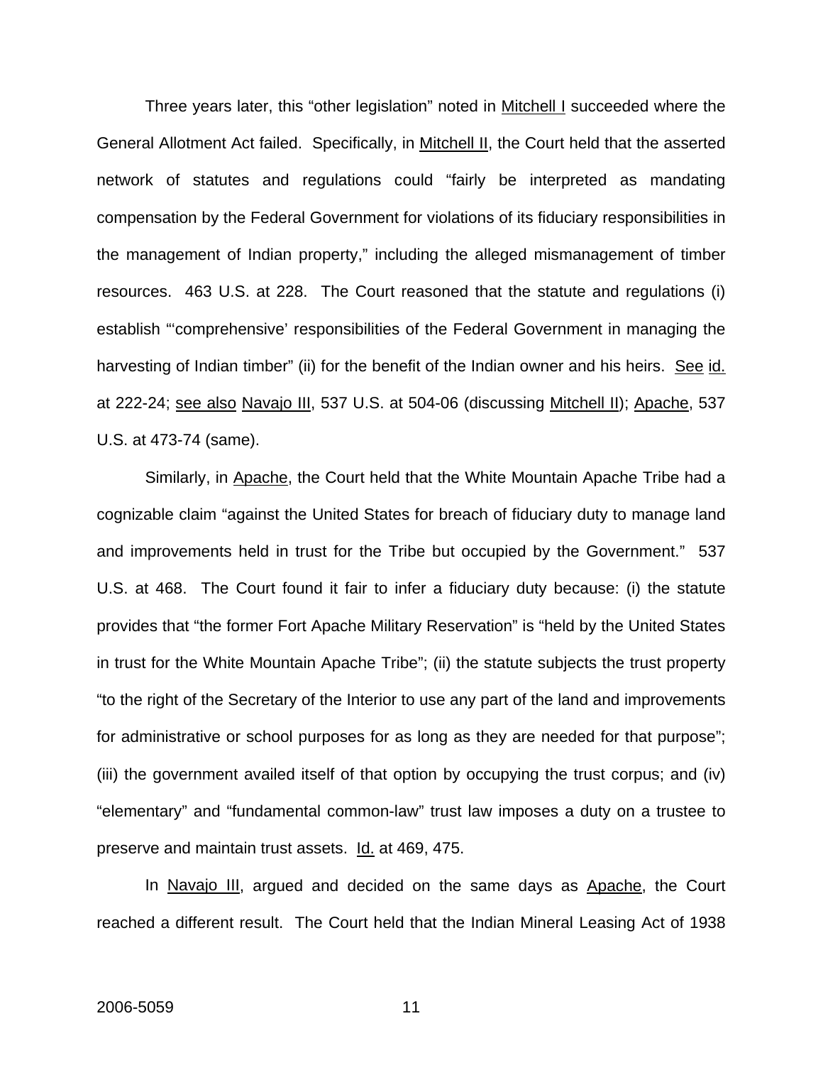Three years later, this "other legislation" noted in Mitchell I succeeded where the General Allotment Act failed. Specifically, in Mitchell II, the Court held that the asserted network of statutes and regulations could "fairly be interpreted as mandating compensation by the Federal Government for violations of its fiduciary responsibilities in the management of Indian property," including the alleged mismanagement of timber resources. 463 U.S. at 228. The Court reasoned that the statute and regulations (i) establish "'comprehensive' responsibilities of the Federal Government in managing the harvesting of Indian timber" (ii) for the benefit of the Indian owner and his heirs. See id. at 222-24; see also Navajo III, 537 U.S. at 504-06 (discussing Mitchell II); Apache, 537 U.S. at 473-74 (same).

Similarly, in Apache, the Court held that the White Mountain Apache Tribe had a cognizable claim "against the United States for breach of fiduciary duty to manage land and improvements held in trust for the Tribe but occupied by the Government." 537 U.S. at 468. The Court found it fair to infer a fiduciary duty because: (i) the statute provides that "the former Fort Apache Military Reservation" is "held by the United States in trust for the White Mountain Apache Tribe"; (ii) the statute subjects the trust property "to the right of the Secretary of the Interior to use any part of the land and improvements for administrative or school purposes for as long as they are needed for that purpose"; (iii) the government availed itself of that option by occupying the trust corpus; and (iv) "elementary" and "fundamental common-law" trust law imposes a duty on a trustee to preserve and maintain trust assets. Id. at 469, 475.

In Navajo III, argued and decided on the same days as Apache, the Court reached a different result. The Court held that the Indian Mineral Leasing Act of 1938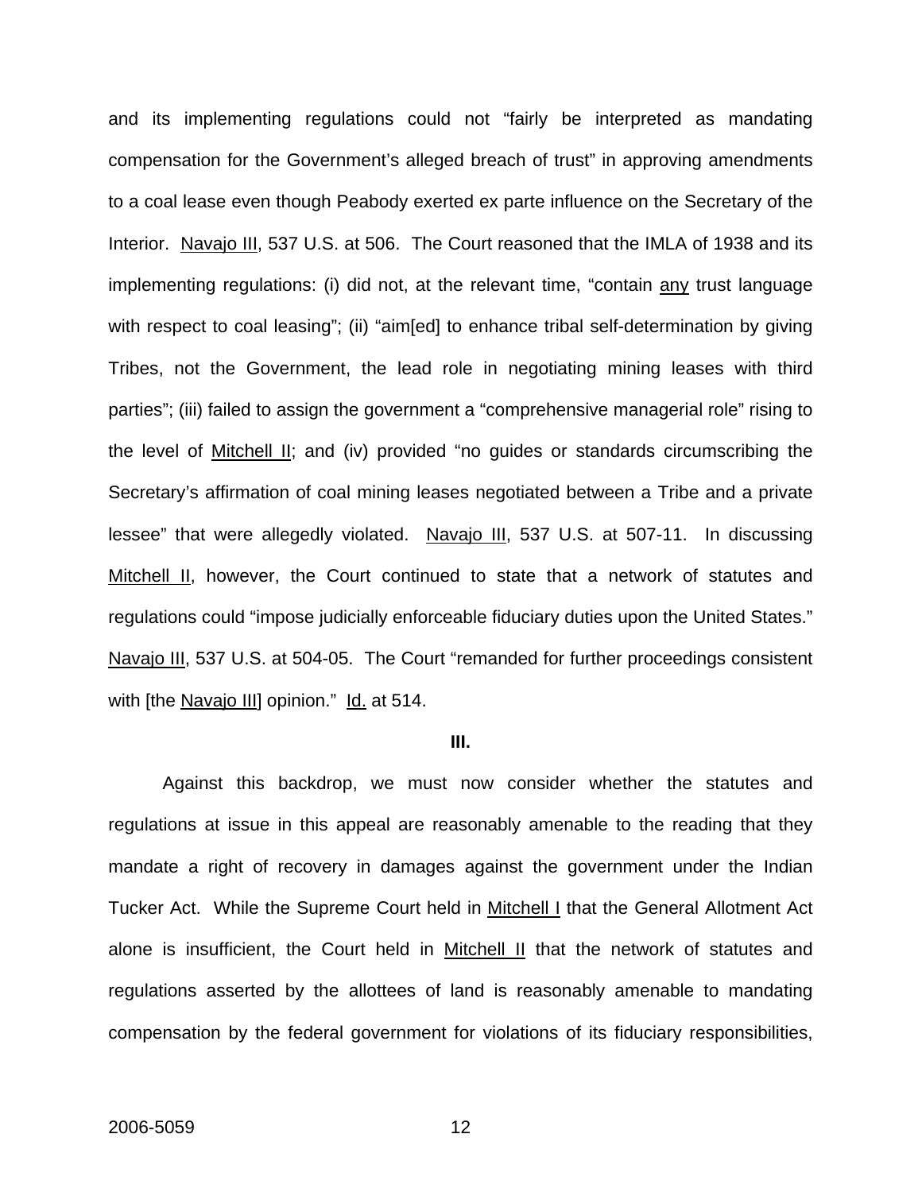and its implementing regulations could not "fairly be interpreted as mandating compensation for the Government's alleged breach of trust" in approving amendments to a coal lease even though Peabody exerted ex parte influence on the Secretary of the Interior. Navajo III, 537 U.S. at 506. The Court reasoned that the IMLA of 1938 and its implementing regulations: (i) did not, at the relevant time, "contain any trust language with respect to coal leasing"; (ii) "aim[ed] to enhance tribal self-determination by giving Tribes, not the Government, the lead role in negotiating mining leases with third parties"; (iii) failed to assign the government a "comprehensive managerial role" rising to the level of Mitchell II; and (iv) provided "no guides or standards circumscribing the Secretary's affirmation of coal mining leases negotiated between a Tribe and a private lessee" that were allegedly violated. Navajo III, 537 U.S. at 507-11. In discussing Mitchell II, however, the Court continued to state that a network of statutes and regulations could "impose judicially enforceable fiduciary duties upon the United States." Navajo III, 537 U.S. at 504-05. The Court "remanded for further proceedings consistent with [the Navajo III] opinion." Id. at 514.

## III.

Against this backdrop, we must now consider whether the statutes and regulations at issue in this appeal are reasonably amenable to the reading that they mandate a right of recovery in damages against the government under the Indian Tucker Act. While the Supreme Court held in Mitchell I that the General Allotment Act alone is insufficient, the Court held in Mitchell II that the network of statutes and regulations asserted by the allottees of land is reasonably amenable to mandating compensation by the federal government for violations of its fiduciary responsibilities,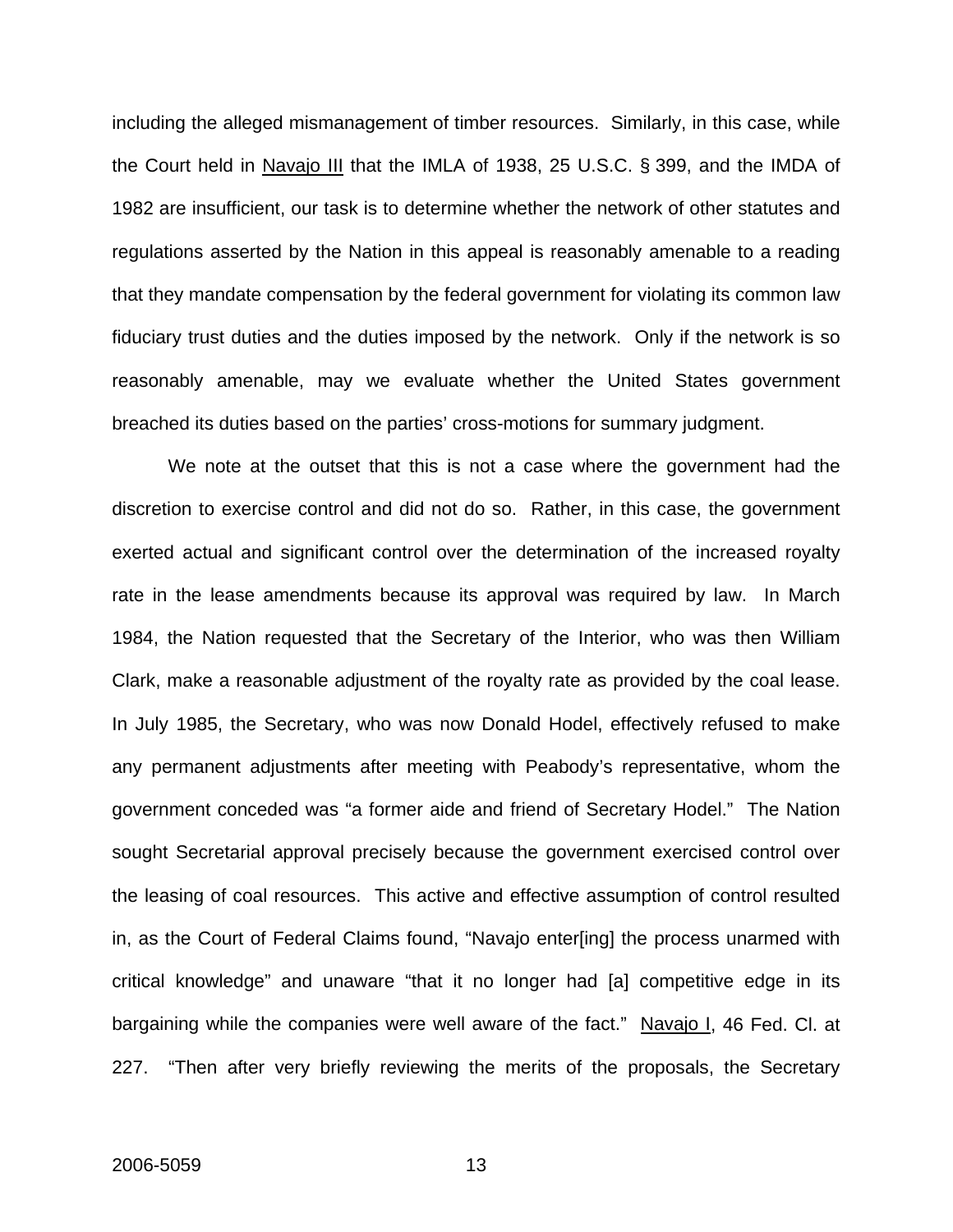including the alleged mismanagement of timber resources. Similarly, in this case, while the Court held in Navajo III that the IMLA of 1938, 25 U.S.C. § 399, and the IMDA of 1982 are insufficient, our task is to determine whether the network of other statutes and regulations asserted by the Nation in this appeal is reasonably amenable to a reading that they mandate compensation by the federal government for violating its common law fiduciary trust duties and the duties imposed by the network. Only if the network is so reasonably amenable, may we evaluate whether the United States government breached its duties based on the parties' cross-motions for summary judgment.

We note at the outset that this is not a case where the government had the discretion to exercise control and did not do so. Rather, in this case, the government exerted actual and significant control over the determination of the increased royalty rate in the lease amendments because its approval was required by law. In March 1984, the Nation requested that the Secretary of the Interior, who was then William Clark, make a reasonable adjustment of the royalty rate as provided by the coal lease. In July 1985, the Secretary, who was now Donald Hodel, effectively refused to make any permanent adjustments after meeting with Peabody's representative, whom the government conceded was "a former aide and friend of Secretary Hodel." The Nation sought Secretarial approval precisely because the government exercised control over the leasing of coal resources. This active and effective assumption of control resulted in, as the Court of Federal Claims found, "Navajo enter[ing] the process unarmed with critical knowledge" and unaware "that it no longer had [a] competitive edge in its bargaining while the companies were well aware of the fact." Navajo I, 46 Fed. Cl. at 227. "Then after very briefly reviewing the merits of the proposals, the Secretary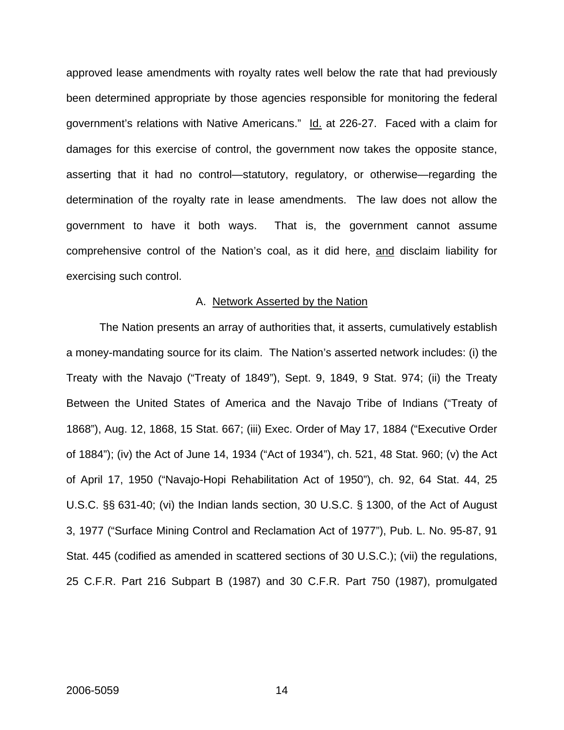approved lease amendments with royalty rates well below the rate that had previously been determined appropriate by those agencies responsible for monitoring the federal government's relations with Native Americans." Id. at 226-27. Faced with a claim for damages for this exercise of control, the government now takes the opposite stance, asserting that it had no control—statutory, regulatory, or otherwise—regarding the determination of the royalty rate in lease amendments. The law does not allow the government to have it both ways. That is, the government cannot assume comprehensive control of the Nation's coal, as it did here, and disclaim liability for exercising such control.

### A. Network Asserted by the Nation

The Nation presents an array of authorities that, it asserts, cumulatively establish a money-mandating source for its claim. The Nation's asserted network includes: (i) the Treaty with the Navajo ("Treaty of 1849"), Sept. 9, 1849, 9 Stat. 974; (ii) the Treaty Between the United States of America and the Navajo Tribe of Indians ("Treaty of 1868"), Aug. 12, 1868, 15 Stat. 667; (iii) Exec. Order of May 17, 1884 ("Executive Order of 1884"); (iv) the Act of June 14, 1934 ("Act of 1934"), ch. 521, 48 Stat. 960; (v) the Act of April 17, 1950 ("Navajo-Hopi Rehabilitation Act of 1950"), ch. 92, 64 Stat. 44, 25 U.S.C. §§ 631-40; (vi) the Indian lands section, 30 U.S.C. § 1300, of the Act of August 3, 1977 ("Surface Mining Control and Reclamation Act of 1977"), Pub. L. No. 95-87, 91 Stat. 445 (codified as amended in scattered sections of 30 U.S.C.); (vii) the regulations, 25 C.F.R. Part 216 Subpart B (1987) and 30 C.F.R. Part 750 (1987), promulgated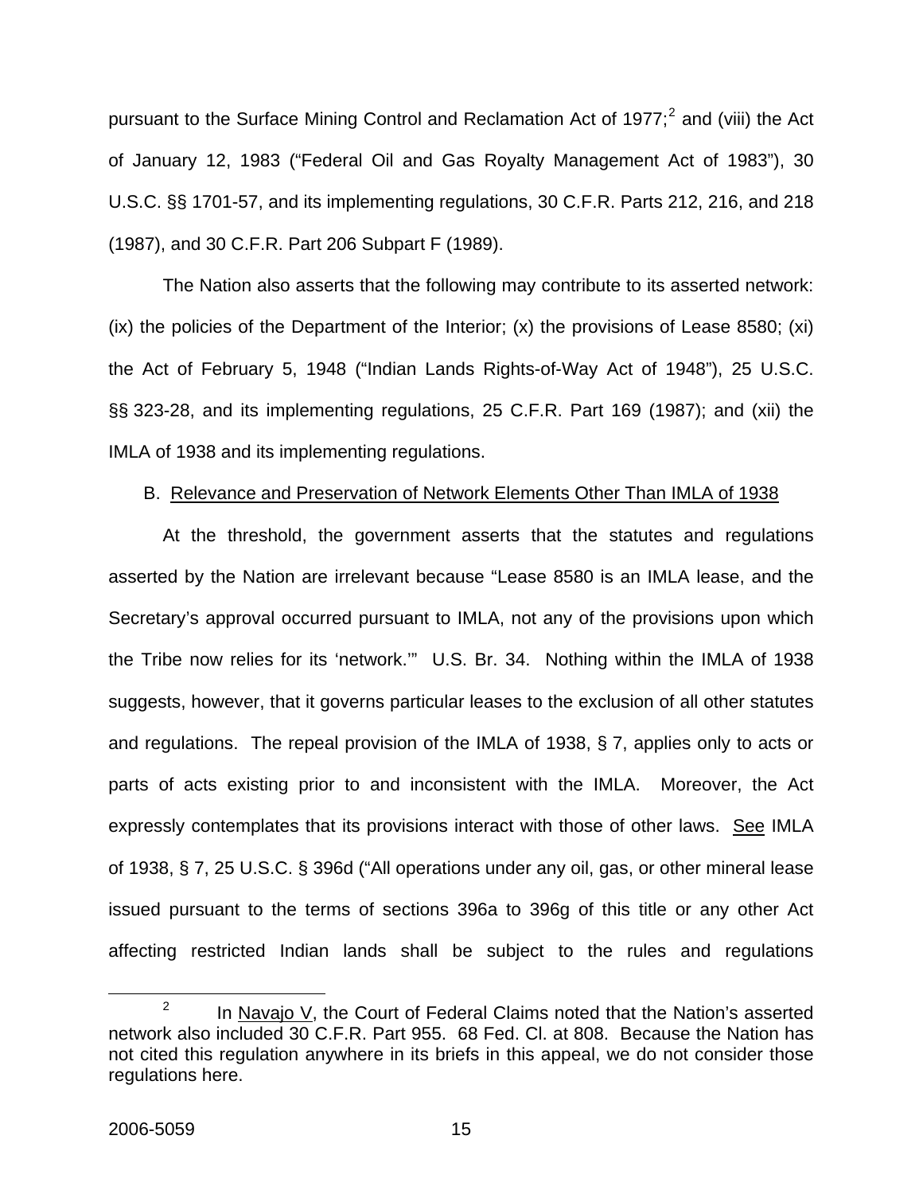pursuant to the Surface Mining Control and Reclamation Act of 1977;[2] and (viii) the Act of January 12, 1983 ("Federal Oil and Gas Royalty Management Act of 1983"), 30 U.S.C. §§ 1701-57, and its implementing regulations, 30 C.F.R. Parts 212, 216, and 218 (1987), and 30 C.F.R. Part 206 Subpart F (1989).

The Nation also asserts that the following may contribute to its asserted network: (ix) the policies of the Department of the Interior; (x) the provisions of Lease 8580; (xi) the Act of February 5, 1948 ("Indian Lands Rights-of-Way Act of 1948"), 25 U.S.C. §§ 323-28, and its implementing regulations, 25 C.F.R. Part 169 (1987); and (xii) the IMLA of 1938 and its implementing regulations.

B. Relevance and Preservation of Network Elements Other Than IMLA of 1938

At the threshold, the government asserts that the statutes and regulations asserted by the Nation are irrelevant because "Lease 8580 is an IMLA lease, and the Secretary's approval occurred pursuant to IMLA, not any of the provisions upon which the Tribe now relies for its 'network.'" U.S. Br. 34. Nothing within the IMLA of 1938 suggests, however, that it governs particular leases to the exclusion of all other statutes and regulations. The repeal provision of the IMLA of 1938, § 7, applies only to acts or parts of acts existing prior to and inconsistent with the IMLA. Moreover, the Act expressly contemplates that its provisions interact with those of other laws. See IMLA of 1938, § 7, 25 U.S.C. § 396d ("All operations under any oil, gas, or other mineral lease issued pursuant to the terms of sections 396a to 396g of this title or any other Act affecting restricted Indian lands shall be subject to the rules and regulations

[2] In Navajo V, the Court of Federal Claims noted that the Nation's asserted network also included 30 C.F.R. Part 955. 68 Fed. Cl. at 808. Because the Nation has not cited this regulation anywhere in its briefs in this appeal, we do not consider those regulations here.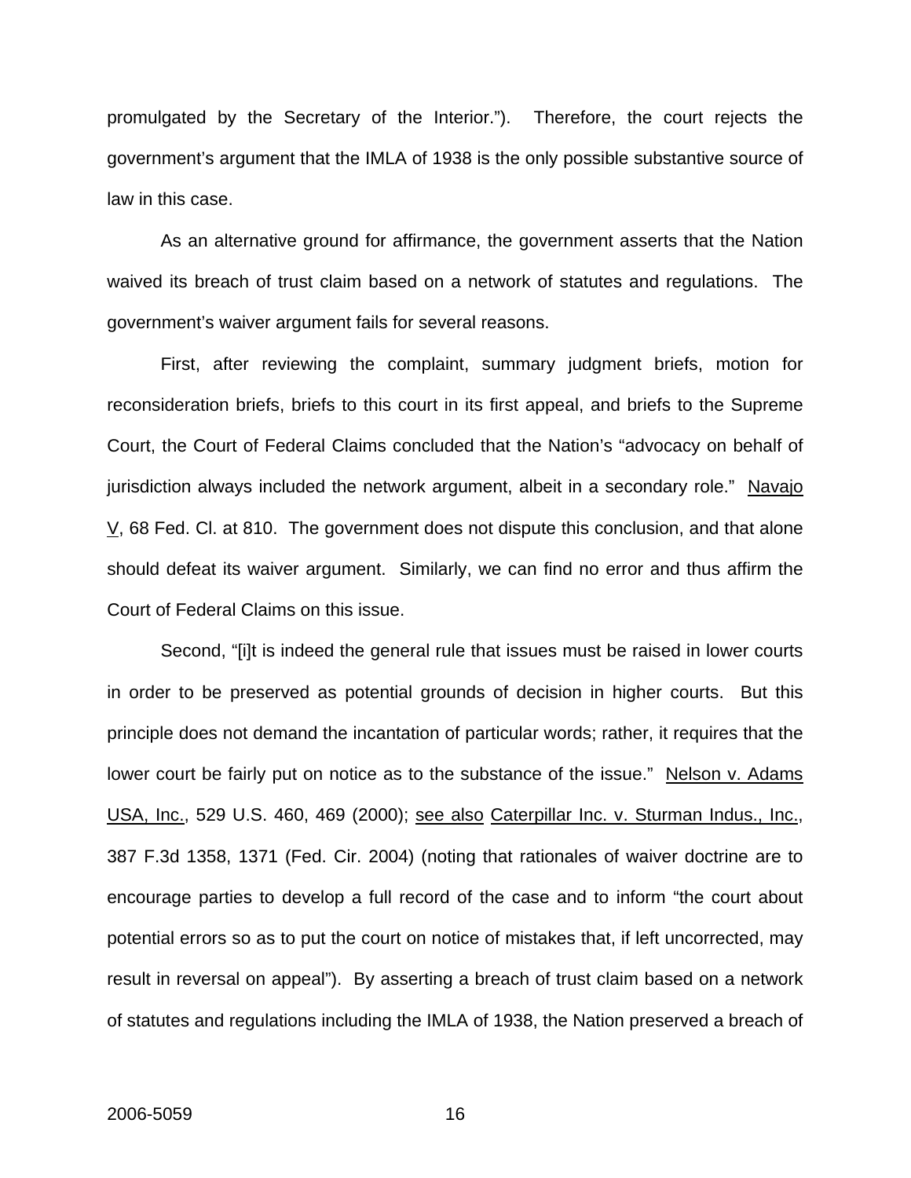promulgated by the Secretary of the Interior."). Therefore, the court rejects the government's argument that the IMLA of 1938 is the only possible substantive source of law in this case.

As an alternative ground for affirmance, the government asserts that the Nation waived its breach of trust claim based on a network of statutes and regulations. The government's waiver argument fails for several reasons.

First, after reviewing the complaint, summary judgment briefs, motion for reconsideration briefs, briefs to this court in its first appeal, and briefs to the Supreme Court, the Court of Federal Claims concluded that the Nation's "advocacy on behalf of jurisdiction always included the network argument, albeit in a secondary role." Navajo V, 68 Fed. Cl. at 810. The government does not dispute this conclusion, and that alone should defeat its waiver argument. Similarly, we can find no error and thus affirm the Court of Federal Claims on this issue.

Second, "[i]t is indeed the general rule that issues must be raised in lower courts in order to be preserved as potential grounds of decision in higher courts. But this principle does not demand the incantation of particular words; rather, it requires that the lower court be fairly put on notice as to the substance of the issue." Nelson v. Adams USA, Inc., 529 U.S. 460, 469 (2000); see also Caterpillar Inc. v. Sturman Indus., Inc., 387 F.3d 1358, 1371 (Fed. Cir. 2004) (noting that rationales of waiver doctrine are to encourage parties to develop a full record of the case and to inform "the court about potential errors so as to put the court on notice of mistakes that, if left uncorrected, may result in reversal on appeal"). By asserting a breach of trust claim based on a network of statutes and regulations including the IMLA of 1938, the Nation preserved a breach of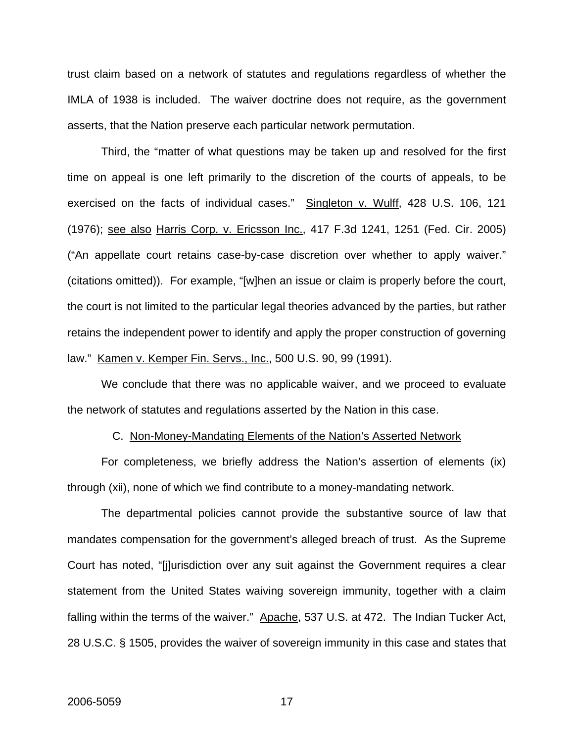trust claim based on a network of statutes and regulations regardless of whether the IMLA of 1938 is included. The waiver doctrine does not require, as the government asserts, that the Nation preserve each particular network permutation.

Third, the "matter of what questions may be taken up and resolved for the first time on appeal is one left primarily to the discretion of the courts of appeals, to be exercised on the facts of individual cases." Singleton v. Wulff, 428 U.S. 106, 121 (1976); see also Harris Corp. v. Ericsson Inc., 417 F.3d 1241, 1251 (Fed. Cir. 2005) ("An appellate court retains case-by-case discretion over whether to apply waiver." (citations omitted)). For example, "[w]hen an issue or claim is properly before the court, the court is not limited to the particular legal theories advanced by the parties, but rather retains the independent power to identify and apply the proper construction of governing law." Kamen v. Kemper Fin. Servs., Inc., 500 U.S. 90, 99 (1991).

We conclude that there was no applicable waiver, and we proceed to evaluate the network of statutes and regulations asserted by the Nation in this case.

### C. Non-Money-Mandating Elements of the Nation's Asserted Network

For completeness, we briefly address the Nation's assertion of elements (ix) through (xii), none of which we find contribute to a money-mandating network.

The departmental policies cannot provide the substantive source of law that mandates compensation for the government's alleged breach of trust. As the Supreme Court has noted, "[j]urisdiction over any suit against the Government requires a clear statement from the United States waiving sovereign immunity, together with a claim falling within the terms of the waiver." Apache, 537 U.S. at 472. The Indian Tucker Act, 28 U.S.C. § 1505, provides the waiver of sovereign immunity in this case and states that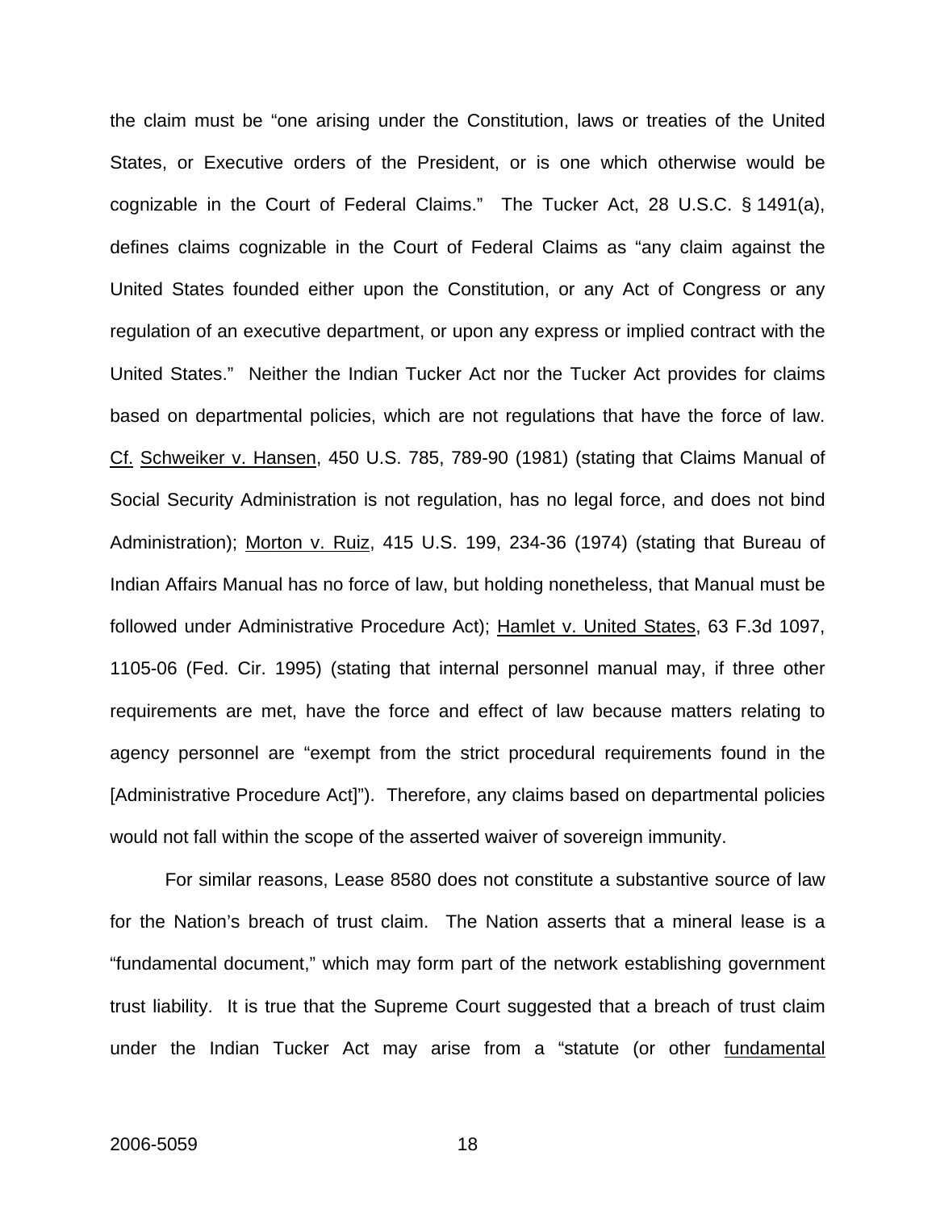the claim must be "one arising under the Constitution, laws or treaties of the United States, or Executive orders of the President, or is one which otherwise would be cognizable in the Court of Federal Claims." The Tucker Act, 28 U.S.C. § 1491(a), defines claims cognizable in the Court of Federal Claims as "any claim against the United States founded either upon the Constitution, or any Act of Congress or any regulation of an executive department, or upon any express or implied contract with the United States." Neither the Indian Tucker Act nor the Tucker Act provides for claims based on departmental policies, which are not regulations that have the force of law. Cf. Schweiker v. Hansen, 450 U.S. 785, 789-90 (1981) (stating that Claims Manual of Social Security Administration is not regulation, has no legal force, and does not bind Administration); Morton v. Ruiz, 415 U.S. 199, 234-36 (1974) (stating that Bureau of Indian Affairs Manual has no force of law, but holding nonetheless, that Manual must be followed under Administrative Procedure Act); Hamlet v. United States, 63 F.3d 1097, 1105-06 (Fed. Cir. 1995) (stating that internal personnel manual may, if three other requirements are met, have the force and effect of law because matters relating to agency personnel are "exempt from the strict procedural requirements found in the [Administrative Procedure Act]"). Therefore, any claims based on departmental policies would not fall within the scope of the asserted waiver of sovereign immunity.

For similar reasons, Lease 8580 does not constitute a substantive source of law for the Nation's breach of trust claim. The Nation asserts that a mineral lease is a "fundamental document," which may form part of the network establishing government trust liability. It is true that the Supreme Court suggested that a breach of trust claim under the Indian Tucker Act may arise from a "statute (or other fundamental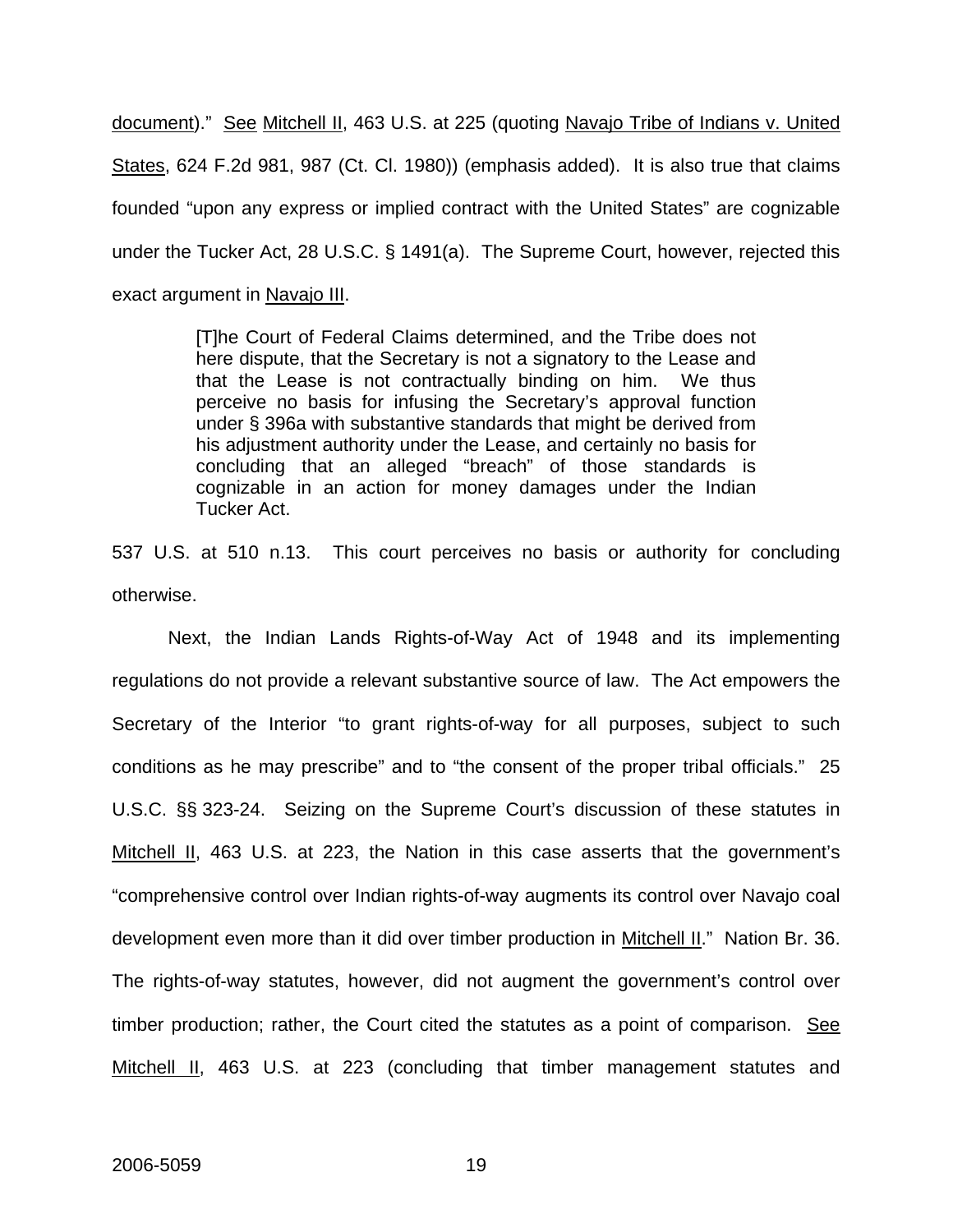document)." See Mitchell II, 463 U.S. at 225 (quoting Navajo Tribe of Indians v. United States, 624 F.2d 981, 987 (Ct. Cl. 1980)) (emphasis added). It is also true that claims founded "upon any express or implied contract with the United States" are cognizable under the Tucker Act, 28 U.S.C. § 1491(a). The Supreme Court, however, rejected this exact argument in Navajo III.

> [T]he Court of Federal Claims determined, and the Tribe does not here dispute, that the Secretary is not a signatory to the Lease and that the Lease is not contractually binding on him. We thus perceive no basis for infusing the Secretary's approval function under § 396a with substantive standards that might be derived from his adjustment authority under the Lease, and certainly no basis for concluding that an alleged "breach" of those standards is cognizable in an action for money damages under the Indian Tucker Act.

537 U.S. at 510 n.13. This court perceives no basis or authority for concluding otherwise.

Next, the Indian Lands Rights-of-Way Act of 1948 and its implementing regulations do not provide a relevant substantive source of law. The Act empowers the Secretary of the Interior "to grant rights-of-way for all purposes, subject to such conditions as he may prescribe" and to "the consent of the proper tribal officials." 25 U.S.C. §§ 323-24. Seizing on the Supreme Court's discussion of these statutes in Mitchell II, 463 U.S. at 223, the Nation in this case asserts that the government's "comprehensive control over Indian rights-of-way augments its control over Navajo coal development even more than it did over timber production in Mitchell II." Nation Br. 36. The rights-of-way statutes, however, did not augment the government's control over timber production; rather, the Court cited the statutes as a point of comparison. See Mitchell II, 463 U.S. at 223 (concluding that timber management statutes and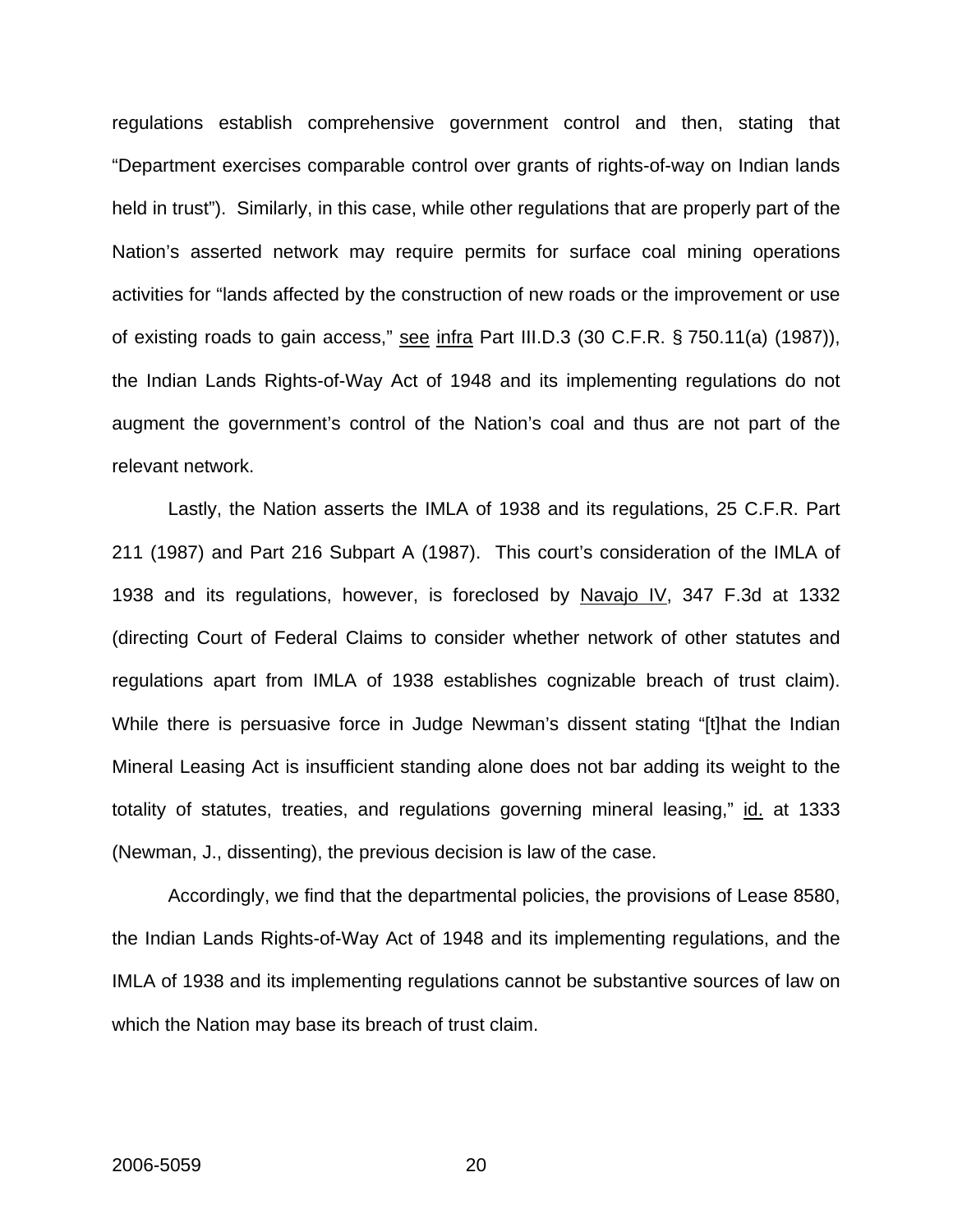regulations establish comprehensive government control and then, stating that "Department exercises comparable control over grants of rights-of-way on Indian lands held in trust"). Similarly, in this case, while other regulations that are properly part of the Nation's asserted network may require permits for surface coal mining operations activities for "lands affected by the construction of new roads or the improvement or use of existing roads to gain access," see infra Part III.D.3 (30 C.F.R. § 750.11(a) (1987)), the Indian Lands Rights-of-Way Act of 1948 and its implementing regulations do not augment the government's control of the Nation's coal and thus are not part of the relevant network.

Lastly, the Nation asserts the IMLA of 1938 and its regulations, 25 C.F.R. Part 211 (1987) and Part 216 Subpart A (1987). This court's consideration of the IMLA of 1938 and its regulations, however, is foreclosed by Navajo IV, 347 F.3d at 1332 (directing Court of Federal Claims to consider whether network of other statutes and regulations apart from IMLA of 1938 establishes cognizable breach of trust claim). While there is persuasive force in Judge Newman's dissent stating "[t]hat the Indian Mineral Leasing Act is insufficient standing alone does not bar adding its weight to the totality of statutes, treaties, and regulations governing mineral leasing," id. at 1333 (Newman, J., dissenting), the previous decision is law of the case.

Accordingly, we find that the departmental policies, the provisions of Lease 8580, the Indian Lands Rights-of-Way Act of 1948 and its implementing regulations, and the IMLA of 1938 and its implementing regulations cannot be substantive sources of law on which the Nation may base its breach of trust claim.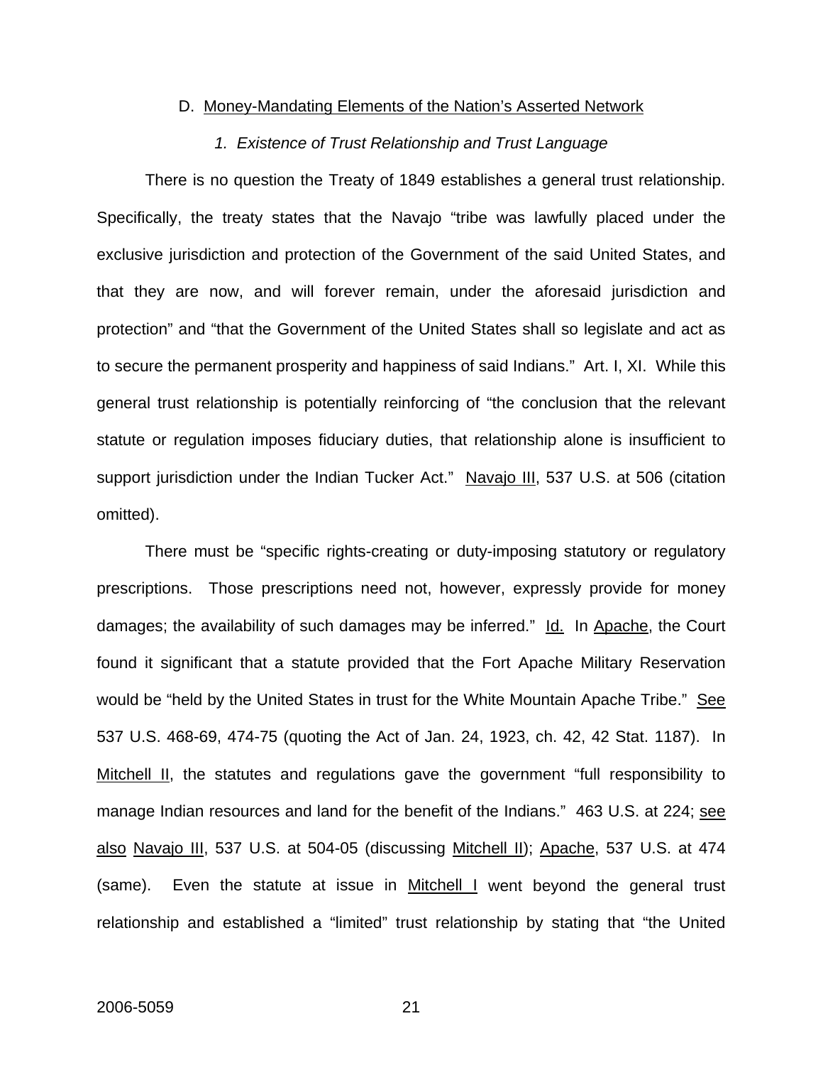### D. Money-Mandating Elements of the Nation's Asserted Network

#### *1. Existence of Trust Relationship and Trust Language*

There is no question the Treaty of 1849 establishes a general trust relationship. Specifically, the treaty states that the Navajo "tribe was lawfully placed under the exclusive jurisdiction and protection of the Government of the said United States, and that they are now, and will forever remain, under the aforesaid jurisdiction and protection" and "that the Government of the United States shall so legislate and act as to secure the permanent prosperity and happiness of said Indians." Art. I, XI. While this general trust relationship is potentially reinforcing of "the conclusion that the relevant statute or regulation imposes fiduciary duties, that relationship alone is insufficient to support jurisdiction under the Indian Tucker Act." Navajo III, 537 U.S. at 506 (citation omitted).

There must be "specific rights-creating or duty-imposing statutory or regulatory prescriptions. Those prescriptions need not, however, expressly provide for money damages; the availability of such damages may be inferred." Id. In Apache, the Court found it significant that a statute provided that the Fort Apache Military Reservation would be "held by the United States in trust for the White Mountain Apache Tribe." See 537 U.S. 468-69, 474-75 (quoting the Act of Jan. 24, 1923, ch. 42, 42 Stat. 1187). In Mitchell II, the statutes and regulations gave the government "full responsibility to manage Indian resources and land for the benefit of the Indians." 463 U.S. at 224; see also Navajo III, 537 U.S. at 504-05 (discussing Mitchell II); Apache, 537 U.S. at 474 (same). Even the statute at issue in Mitchell I went beyond the general trust relationship and established a "limited" trust relationship by stating that "the United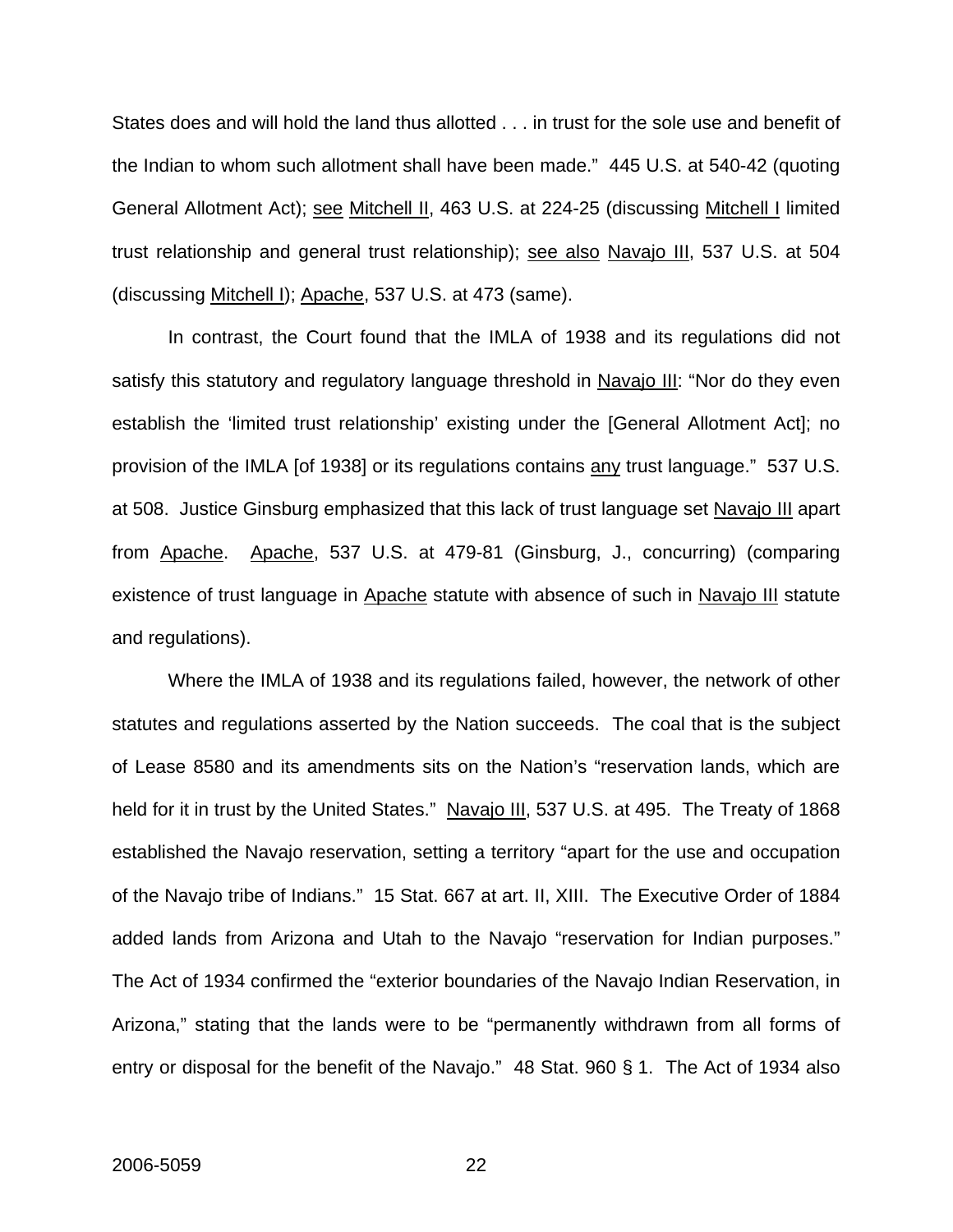States does and will hold the land thus allotted . . . in trust for the sole use and benefit of the Indian to whom such allotment shall have been made." 445 U.S. at 540-42 (quoting General Allotment Act); see Mitchell II, 463 U.S. at 224-25 (discussing Mitchell I limited trust relationship and general trust relationship); see also Navajo III, 537 U.S. at 504 (discussing Mitchell I); Apache, 537 U.S. at 473 (same).

In contrast, the Court found that the IMLA of 1938 and its regulations did not satisfy this statutory and regulatory language threshold in Navajo III: "Nor do they even establish the 'limited trust relationship' existing under the [General Allotment Act]; no provision of the IMLA [of 1938] or its regulations contains any trust language." 537 U.S. at 508. Justice Ginsburg emphasized that this lack of trust language set Navajo III apart from Apache. Apache, 537 U.S. at 479-81 (Ginsburg, J., concurring) (comparing existence of trust language in Apache statute with absence of such in Navajo III statute and regulations).

Where the IMLA of 1938 and its regulations failed, however, the network of other statutes and regulations asserted by the Nation succeeds. The coal that is the subject of Lease 8580 and its amendments sits on the Nation's "reservation lands, which are held for it in trust by the United States." Navajo III, 537 U.S. at 495. The Treaty of 1868 established the Navajo reservation, setting a territory "apart for the use and occupation of the Navajo tribe of Indians." 15 Stat. 667 at art. II, XIII. The Executive Order of 1884 added lands from Arizona and Utah to the Navajo "reservation for Indian purposes." The Act of 1934 confirmed the "exterior boundaries of the Navajo Indian Reservation, in Arizona," stating that the lands were to be "permanently withdrawn from all forms of entry or disposal for the benefit of the Navajo." 48 Stat. 960 § 1. The Act of 1934 also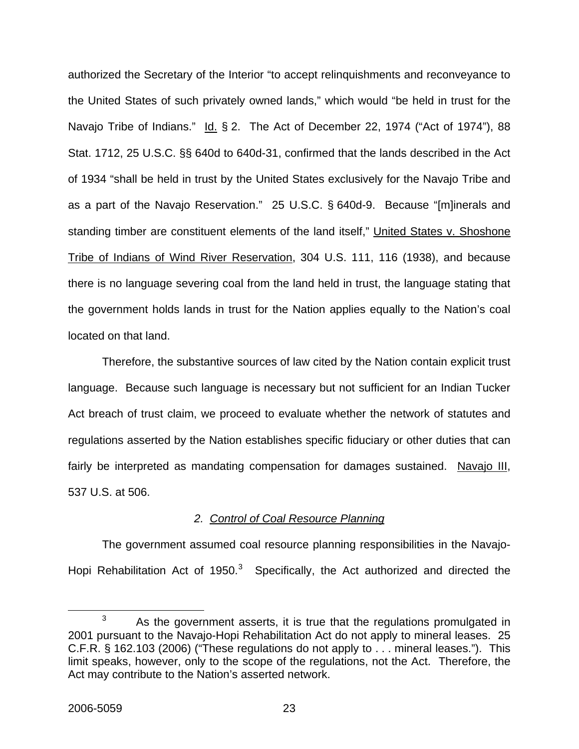authorized the Secretary of the Interior "to accept relinquishments and reconveyance to the United States of such privately owned lands," which would "be held in trust for the Navajo Tribe of Indians." Id. § 2. The Act of December 22, 1974 ("Act of 1974"), 88 Stat. 1712, 25 U.S.C. §§ 640d to 640d-31, confirmed that the lands described in the Act of 1934 "shall be held in trust by the United States exclusively for the Navajo Tribe and as a part of the Navajo Reservation." 25 U.S.C. § 640d-9. Because "[m]inerals and standing timber are constituent elements of the land itself," United States v. Shoshone Tribe of Indians of Wind River Reservation, 304 U.S. 111, 116 (1938), and because there is no language severing coal from the land held in trust, the language stating that the government holds lands in trust for the Nation applies equally to the Nation's coal located on that land.

Therefore, the substantive sources of law cited by the Nation contain explicit trust language. Because such language is necessary but not sufficient for an Indian Tucker Act breach of trust claim, we proceed to evaluate whether the network of statutes and regulations asserted by the Nation establishes specific fiduciary or other duties that can fairly be interpreted as mandating compensation for damages sustained. Navajo III, 537 U.S. at 506.

### *2. Control of Coal Resource Planning*

The government assumed coal resource planning responsibilities in the Navajo-Hopi Rehabilitation Act of 1950.[3] Specifically, the Act authorized and directed the

[3] As the government asserts, it is true that the regulations promulgated in 2001 pursuant to the Navajo-Hopi Rehabilitation Act do not apply to mineral leases. 25 C.F.R. § 162.103 (2006) ("These regulations do not apply to . . . mineral leases."). This limit speaks, however, only to the scope of the regulations, not the Act. Therefore, the Act may contribute to the Nation's asserted network.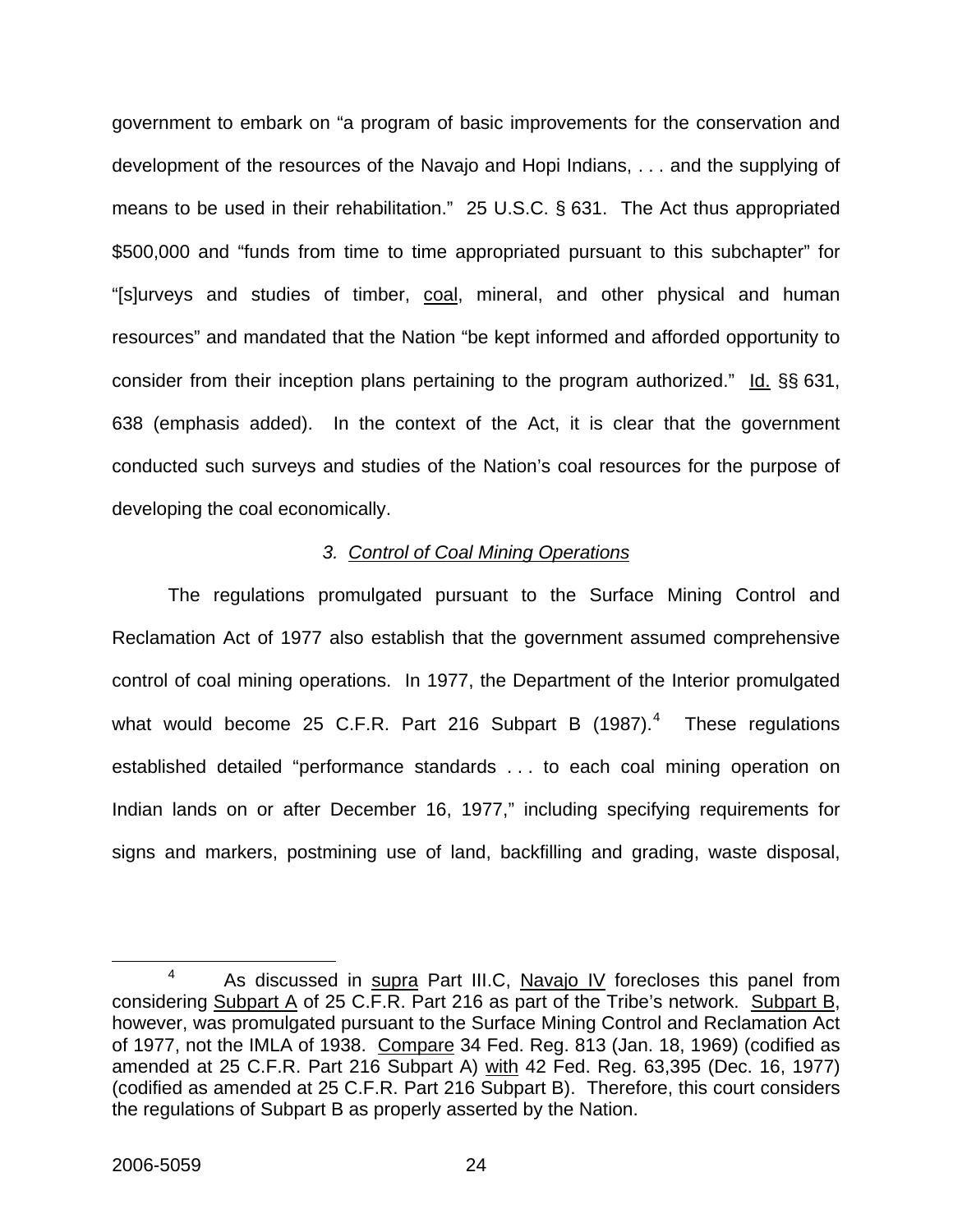government to embark on "a program of basic improvements for the conservation and development of the resources of the Navajo and Hopi Indians, . . . and the supplying of means to be used in their rehabilitation." 25 U.S.C. § 631. The Act thus appropriated $500,000 and "funds from time to time appropriated pursuant to this subchapter" for "[s]urveys and studies of timber, coal, mineral, and other physical and human resources" and mandated that the Nation "be kept informed and afforded opportunity to consider from their inception plans pertaining to the program authorized." Id. §§ 631, 638 (emphasis added). In the context of the Act, it is clear that the government conducted such surveys and studies of the Nation's coal resources for the purpose of developing the coal economically.

### *3. Control of Coal Mining Operations*

The regulations promulgated pursuant to the Surface Mining Control and Reclamation Act of 1977 also establish that the government assumed comprehensive control of coal mining operations. In 1977, the Department of the Interior promulgated what would become 25 C.F.R. Part 216 Subpart B (1987).[4] These regulations established detailed "performance standards . . . to each coal mining operation on Indian lands on or after December 16, 1977," including specifying requirements for signs and markers, postmining use of land, backfilling and grading, waste disposal,

---

[4] As discussed in supra Part III.C, Navajo IV forecloses this panel from considering Subpart A of 25 C.F.R. Part 216 as part of the Tribe's network. Subpart B, however, was promulgated pursuant to the Surface Mining Control and Reclamation Act of 1977, not the IMLA of 1938. Compare 34 Fed. Reg. 813 (Jan. 18, 1969) (codified as amended at 25 C.F.R. Part 216 Subpart A) with 42 Fed. Reg. 63,395 (Dec. 16, 1977) (codified as amended at 25 C.F.R. Part 216 Subpart B). Therefore, this court considers the regulations of Subpart B as properly asserted by the Nation.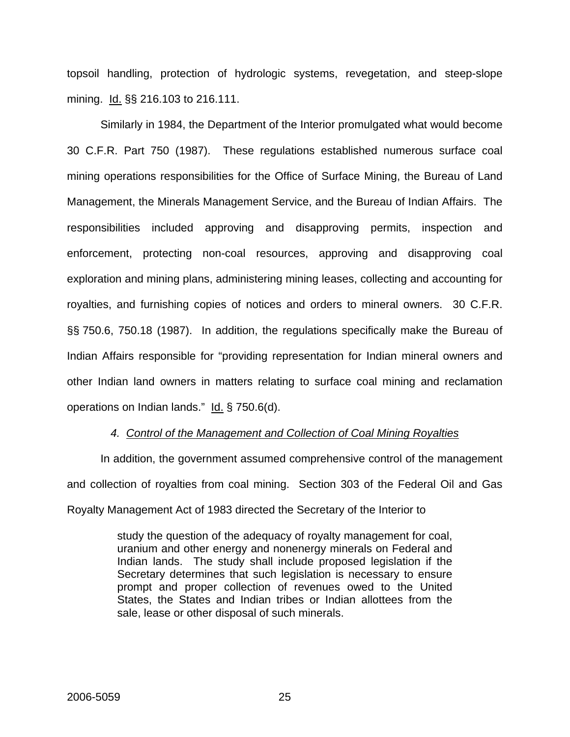topsoil handling, protection of hydrologic systems, revegetation, and steep-slope mining. Id. §§ 216.103 to 216.111.

Similarly in 1984, the Department of the Interior promulgated what would become 30 C.F.R. Part 750 (1987). These regulations established numerous surface coal mining operations responsibilities for the Office of Surface Mining, the Bureau of Land Management, the Minerals Management Service, and the Bureau of Indian Affairs. The responsibilities included approving and disapproving permits, inspection and enforcement, protecting non-coal resources, approving and disapproving coal exploration and mining plans, administering mining leases, collecting and accounting for royalties, and furnishing copies of notices and orders to mineral owners. 30 C.F.R. §§ 750.6, 750.18 (1987). In addition, the regulations specifically make the Bureau of Indian Affairs responsible for "providing representation for Indian mineral owners and other Indian land owners in matters relating to surface coal mining and reclamation operations on Indian lands." Id. § 750.6(d).

*4. Control of the Management and Collection of Coal Mining Royalties*

In addition, the government assumed comprehensive control of the management and collection of royalties from coal mining. Section 303 of the Federal Oil and Gas Royalty Management Act of 1983 directed the Secretary of the Interior to

> study the question of the adequacy of royalty management for coal, uranium and other energy and nonenergy minerals on Federal and Indian lands. The study shall include proposed legislation if the Secretary determines that such legislation is necessary to ensure prompt and proper collection of revenues owed to the United States, the States and Indian tribes or Indian allottees from the sale, lease or other disposal of such minerals.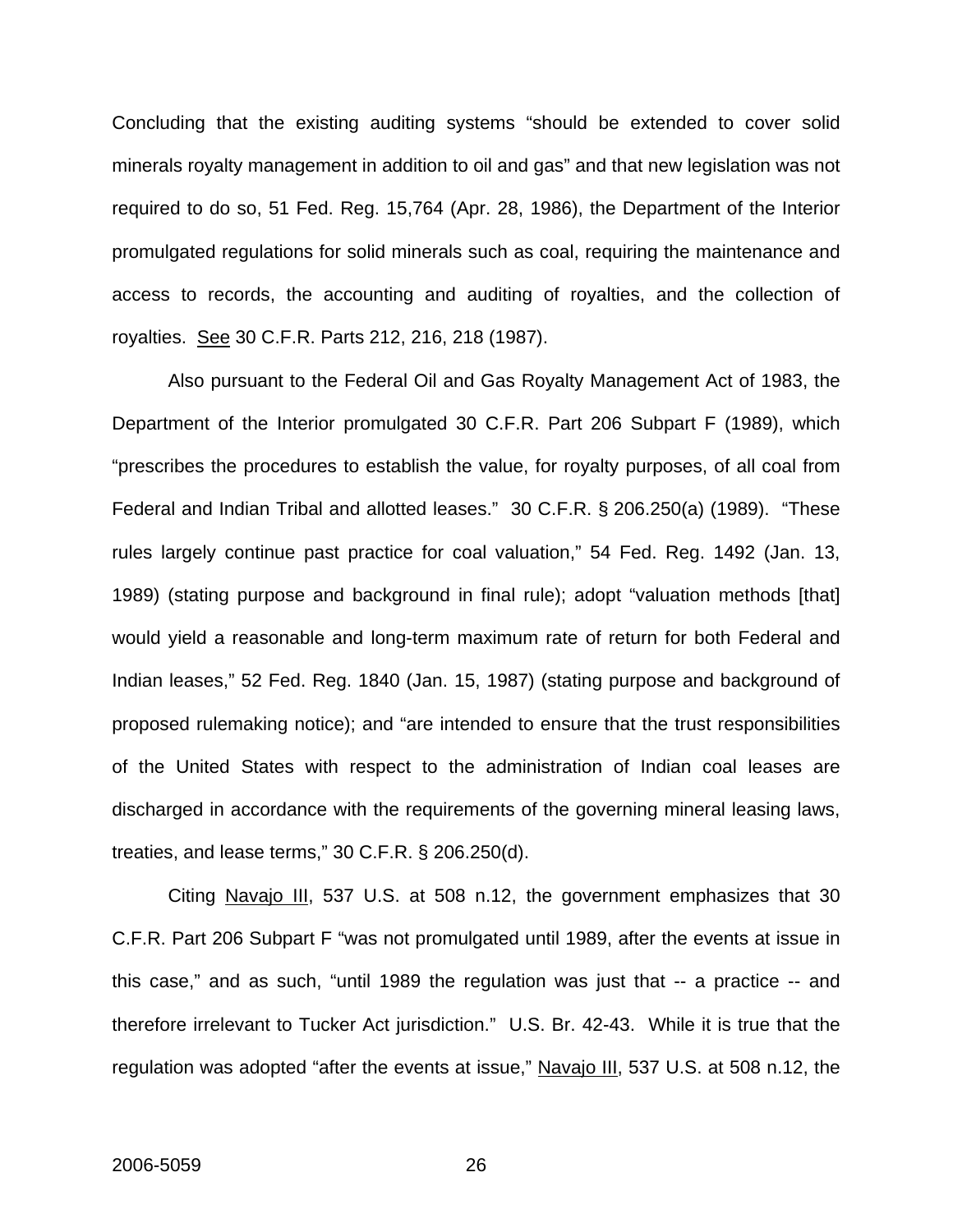Concluding that the existing auditing systems "should be extended to cover solid minerals royalty management in addition to oil and gas" and that new legislation was not required to do so, 51 Fed. Reg. 15,764 (Apr. 28, 1986), the Department of the Interior promulgated regulations for solid minerals such as coal, requiring the maintenance and access to records, the accounting and auditing of royalties, and the collection of royalties. See 30 C.F.R. Parts 212, 216, 218 (1987).

Also pursuant to the Federal Oil and Gas Royalty Management Act of 1983, the Department of the Interior promulgated 30 C.F.R. Part 206 Subpart F (1989), which "prescribes the procedures to establish the value, for royalty purposes, of all coal from Federal and Indian Tribal and allotted leases." 30 C.F.R. § 206.250(a) (1989). "These rules largely continue past practice for coal valuation," 54 Fed. Reg. 1492 (Jan. 13, 1989) (stating purpose and background in final rule); adopt "valuation methods [that] would yield a reasonable and long-term maximum rate of return for both Federal and Indian leases," 52 Fed. Reg. 1840 (Jan. 15, 1987) (stating purpose and background of proposed rulemaking notice); and "are intended to ensure that the trust responsibilities of the United States with respect to the administration of Indian coal leases are discharged in accordance with the requirements of the governing mineral leasing laws, treaties, and lease terms," 30 C.F.R. § 206.250(d).

Citing Navajo III, 537 U.S. at 508 n.12, the government emphasizes that 30 C.F.R. Part 206 Subpart F "was not promulgated until 1989, after the events at issue in this case," and as such, "until 1989 the regulation was just that -- a practice -- and therefore irrelevant to Tucker Act jurisdiction." U.S. Br. 42-43. While it is true that the regulation was adopted "after the events at issue," Navajo III, 537 U.S. at 508 n.12, the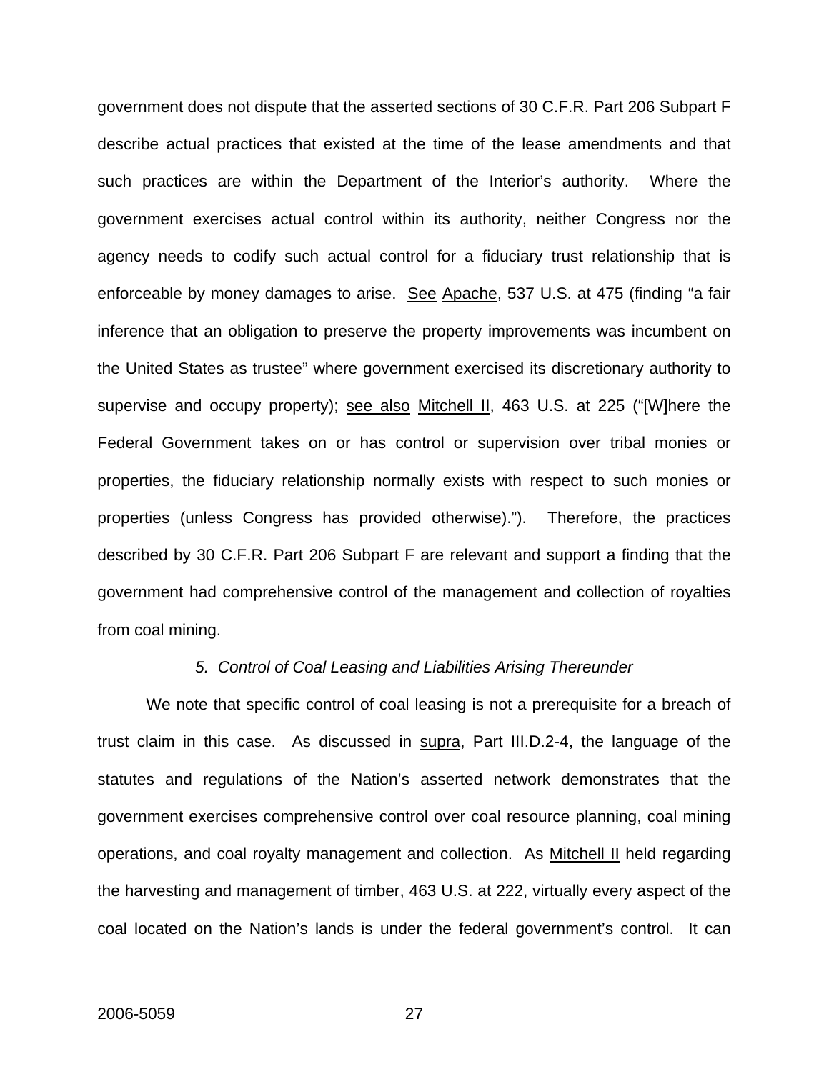government does not dispute that the asserted sections of 30 C.F.R. Part 206 Subpart F describe actual practices that existed at the time of the lease amendments and that such practices are within the Department of the Interior's authority. Where the government exercises actual control within its authority, neither Congress nor the agency needs to codify such actual control for a fiduciary trust relationship that is enforceable by money damages to arise. See Apache, 537 U.S. at 475 (finding "a fair inference that an obligation to preserve the property improvements was incumbent on the United States as trustee" where government exercised its discretionary authority to supervise and occupy property); see also Mitchell II, 463 U.S. at 225 ("[W]here the Federal Government takes on or has control or supervision over tribal monies or properties, the fiduciary relationship normally exists with respect to such monies or properties (unless Congress has provided otherwise)."). Therefore, the practices described by 30 C.F.R. Part 206 Subpart F are relevant and support a finding that the government had comprehensive control of the management and collection of royalties from coal mining.

*5. Control of Coal Leasing and Liabilities Arising Thereunder*

We note that specific control of coal leasing is not a prerequisite for a breach of trust claim in this case. As discussed in supra, Part III.D.2-4, the language of the statutes and regulations of the Nation's asserted network demonstrates that the government exercises comprehensive control over coal resource planning, coal mining operations, and coal royalty management and collection. As Mitchell II held regarding the harvesting and management of timber, 463 U.S. at 222, virtually every aspect of the coal located on the Nation's lands is under the federal government's control. It can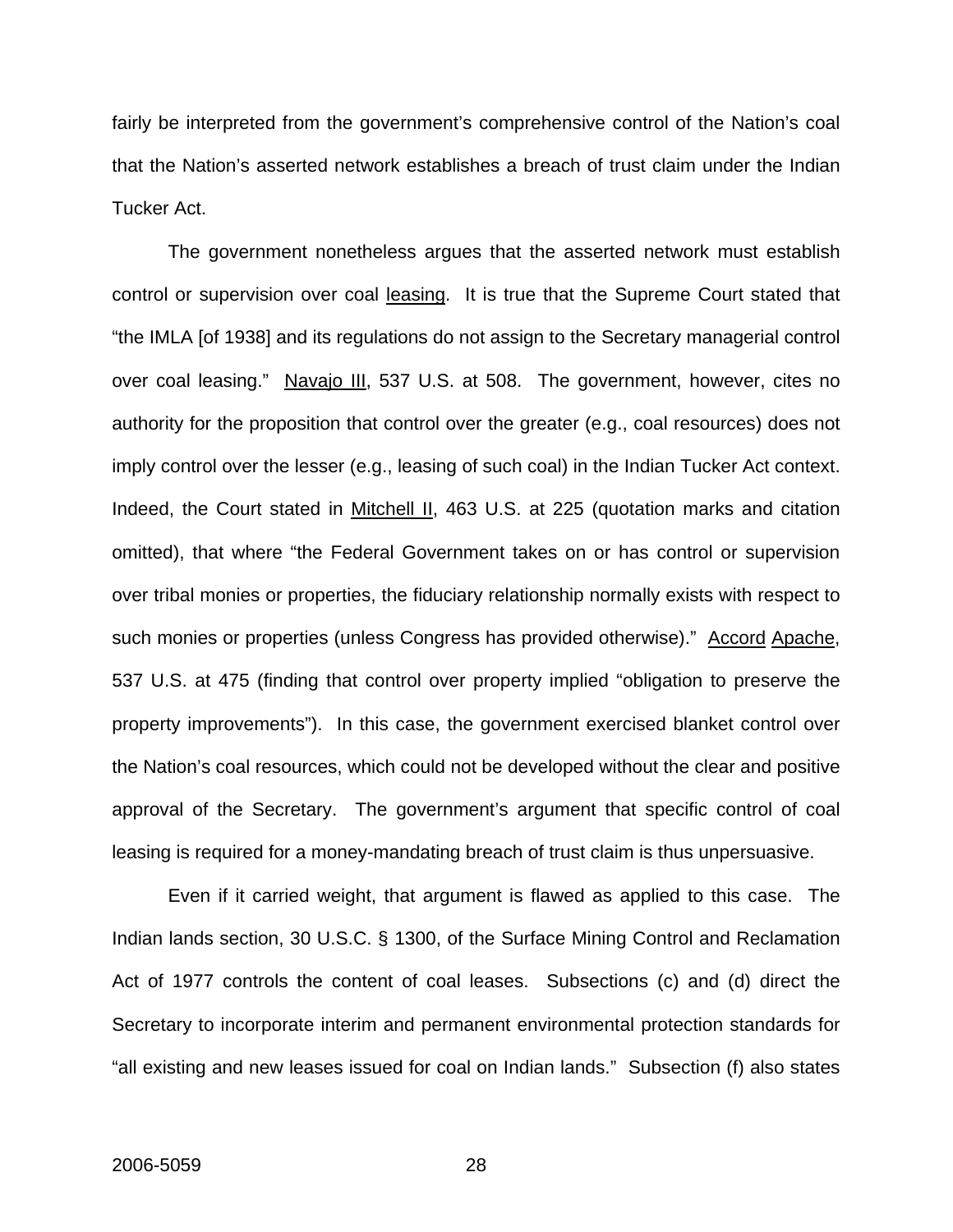fairly be interpreted from the government's comprehensive control of the Nation's coal that the Nation's asserted network establishes a breach of trust claim under the Indian Tucker Act.

The government nonetheless argues that the asserted network must establish control or supervision over coal leasing. It is true that the Supreme Court stated that "the IMLA [of 1938] and its regulations do not assign to the Secretary managerial control over coal leasing." Navajo III, 537 U.S. at 508. The government, however, cites no authority for the proposition that control over the greater (e.g., coal resources) does not imply control over the lesser (e.g., leasing of such coal) in the Indian Tucker Act context. Indeed, the Court stated in Mitchell II, 463 U.S. at 225 (quotation marks and citation omitted), that where "the Federal Government takes on or has control or supervision over tribal monies or properties, the fiduciary relationship normally exists with respect to such monies or properties (unless Congress has provided otherwise)." Accord Apache, 537 U.S. at 475 (finding that control over property implied "obligation to preserve the property improvements"). In this case, the government exercised blanket control over the Nation's coal resources, which could not be developed without the clear and positive approval of the Secretary. The government's argument that specific control of coal leasing is required for a money-mandating breach of trust claim is thus unpersuasive.

Even if it carried weight, that argument is flawed as applied to this case. The Indian lands section, 30 U.S.C. § 1300, of the Surface Mining Control and Reclamation Act of 1977 controls the content of coal leases. Subsections (c) and (d) direct the Secretary to incorporate interim and permanent environmental protection standards for "all existing and new leases issued for coal on Indian lands." Subsection (f) also states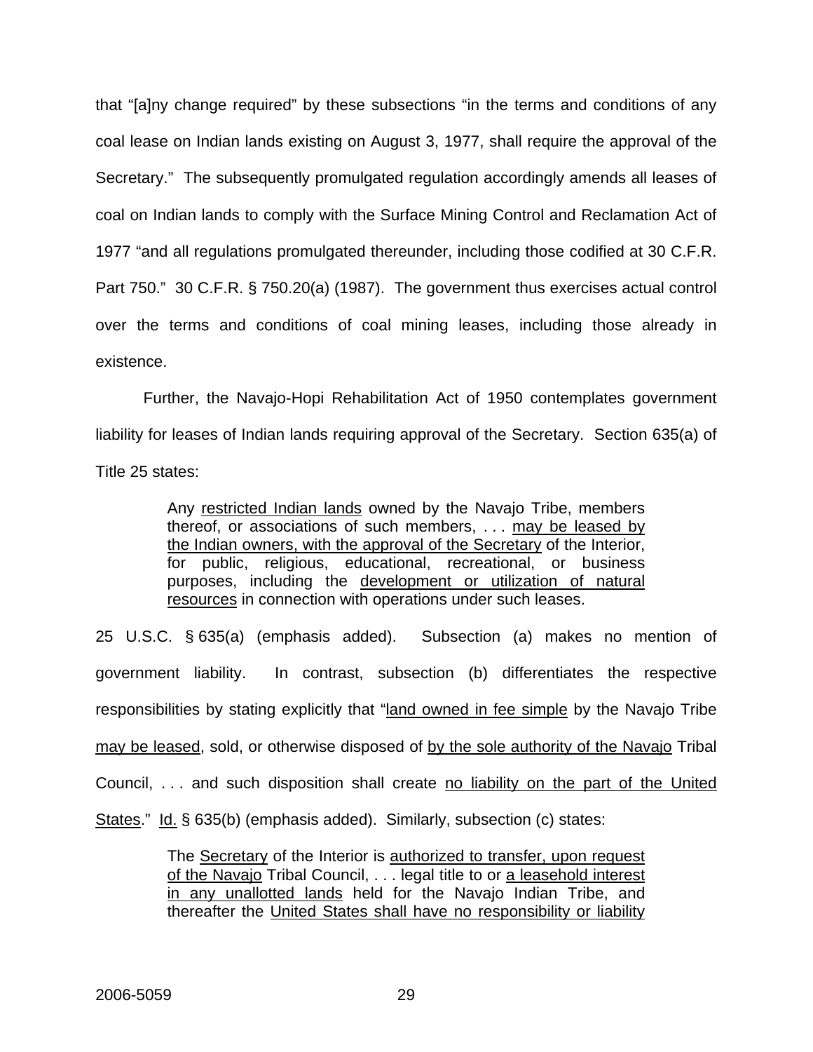that "[a]ny change required" by these subsections "in the terms and conditions of any coal lease on Indian lands existing on August 3, 1977, shall require the approval of the Secretary." The subsequently promulgated regulation accordingly amends all leases of coal on Indian lands to comply with the Surface Mining Control and Reclamation Act of 1977 "and all regulations promulgated thereunder, including those codified at 30 C.F.R. Part 750." 30 C.F.R. § 750.20(a) (1987). The government thus exercises actual control over the terms and conditions of coal mining leases, including those already in existence.

Further, the Navajo-Hopi Rehabilitation Act of 1950 contemplates government liability for leases of Indian lands requiring approval of the Secretary. Section 635(a) of Title 25 states:

> Any <u>restricted Indian lands</u> owned by the Navajo Tribe, members thereof, or associations of such members, . . . <u>may be leased by the Indian owners, with the approval of the Secretary</u> of the Interior, for public, religious, educational, recreational, or business purposes, including the <u>development or utilization of natural resources</u> in connection with operations under such leases.

25 U.S.C. § 635(a) (emphasis added). Subsection (a) makes no mention of government liability. In contrast, subsection (b) differentiates the respective responsibilities by stating explicitly that "<u>land owned in fee simple</u> by the Navajo Tribe <u>may be leased</u>, sold, or otherwise disposed of <u>by the sole authority of the Navajo</u> Tribal Council, . . . and such disposition shall create <u>no liability on the part of the United States</u>." <u>Id.</u> § 635(b) (emphasis added). Similarly, subsection (c) states:

> The <u>Secretary</u> of the Interior is <u>authorized to transfer, upon request of the Navajo</u> Tribal Council, . . . legal title to or <u>a leasehold interest in any unallotted lands</u> held for the Navajo Indian Tribe, and thereafter the <u>United States shall have no responsibility or liability</u>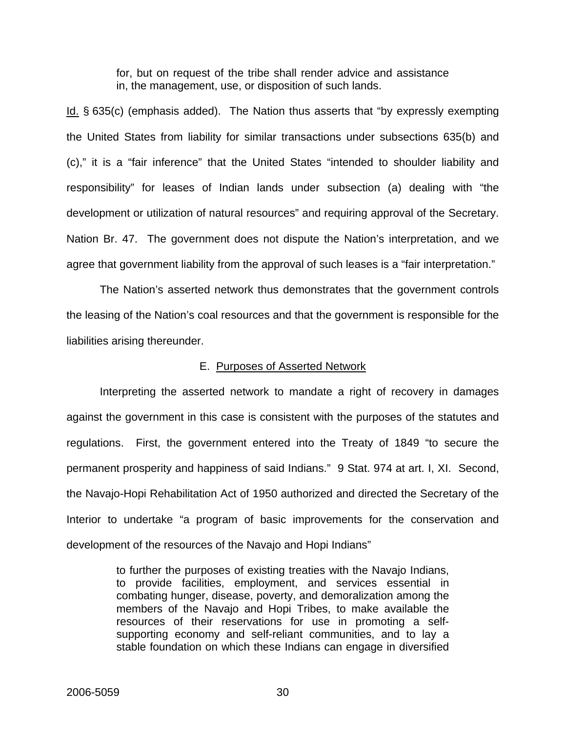> for, but on request of the tribe shall render advice and assistance in, the management, use, or disposition of such lands.

Id. § 635(c) (emphasis added). The Nation thus asserts that "by expressly exempting the United States from liability for similar transactions under subsections 635(b) and (c)," it is a "fair inference" that the United States "intended to shoulder liability and responsibility" for leases of Indian lands under subsection (a) dealing with "the development or utilization of natural resources" and requiring approval of the Secretary. Nation Br. 47. The government does not dispute the Nation's interpretation, and we agree that government liability from the approval of such leases is a "fair interpretation."

The Nation's asserted network thus demonstrates that the government controls the leasing of the Nation's coal resources and that the government is responsible for the liabilities arising thereunder.

### E. Purposes of Asserted Network

Interpreting the asserted network to mandate a right of recovery in damages against the government in this case is consistent with the purposes of the statutes and regulations. First, the government entered into the Treaty of 1849 "to secure the permanent prosperity and happiness of said Indians." 9 Stat. 974 at art. I, XI. Second, the Navajo-Hopi Rehabilitation Act of 1950 authorized and directed the Secretary of the Interior to undertake "a program of basic improvements for the conservation and development of the resources of the Navajo and Hopi Indians"

> to further the purposes of existing treaties with the Navajo Indians, to provide facilities, employment, and services essential in combating hunger, disease, poverty, and demoralization among the members of the Navajo and Hopi Tribes, to make available the resources of their reservations for use in promoting a self-supporting economy and self-reliant communities, and to lay a stable foundation on which these Indians can engage in diversified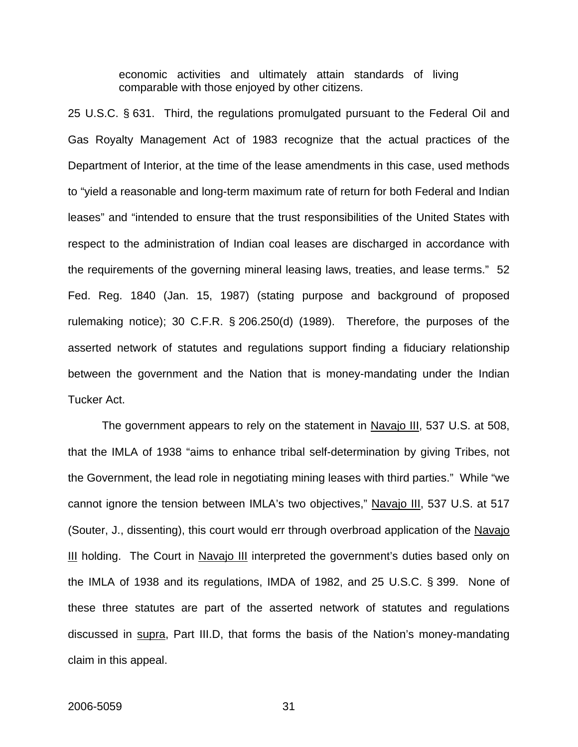> economic activities and ultimately attain standards of living comparable with those enjoyed by other citizens.

25 U.S.C. § 631. Third, the regulations promulgated pursuant to the Federal Oil and Gas Royalty Management Act of 1983 recognize that the actual practices of the Department of Interior, at the time of the lease amendments in this case, used methods to "yield a reasonable and long-term maximum rate of return for both Federal and Indian leases" and "intended to ensure that the trust responsibilities of the United States with respect to the administration of Indian coal leases are discharged in accordance with the requirements of the governing mineral leasing laws, treaties, and lease terms." 52 Fed. Reg. 1840 (Jan. 15, 1987) (stating purpose and background of proposed rulemaking notice); 30 C.F.R. § 206.250(d) (1989). Therefore, the purposes of the asserted network of statutes and regulations support finding a fiduciary relationship between the government and the Nation that is money-mandating under the Indian Tucker Act.

The government appears to rely on the statement in Navajo III, 537 U.S. at 508, that the IMLA of 1938 "aims to enhance tribal self-determination by giving Tribes, not the Government, the lead role in negotiating mining leases with third parties." While "we cannot ignore the tension between IMLA's two objectives," Navajo III, 537 U.S. at 517 (Souter, J., dissenting), this court would err through overbroad application of the Navajo III holding. The Court in Navajo III interpreted the government's duties based only on the IMLA of 1938 and its regulations, IMDA of 1982, and 25 U.S.C. § 399. None of these three statutes are part of the asserted network of statutes and regulations discussed in supra, Part III.D, that forms the basis of the Nation's money-mandating claim in this appeal.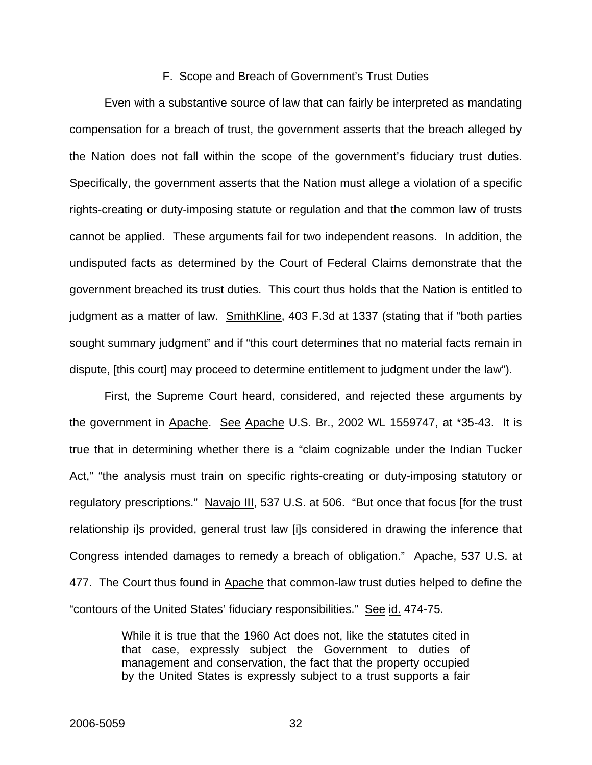## F. Scope and Breach of Government's Trust Duties

Even with a substantive source of law that can fairly be interpreted as mandating compensation for a breach of trust, the government asserts that the breach alleged by the Nation does not fall within the scope of the government's fiduciary trust duties. Specifically, the government asserts that the Nation must allege a violation of a specific rights-creating or duty-imposing statute or regulation and that the common law of trusts cannot be applied. These arguments fail for two independent reasons. In addition, the undisputed facts as determined by the Court of Federal Claims demonstrate that the government breached its trust duties. This court thus holds that the Nation is entitled to judgment as a matter of law. SmithKline, 403 F.3d at 1337 (stating that if "both parties sought summary judgment" and if "this court determines that no material facts remain in dispute, [this court] may proceed to determine entitlement to judgment under the law").

First, the Supreme Court heard, considered, and rejected these arguments by the government in Apache. See Apache U.S. Br., 2002 WL 1559747, at *35-43. It is true that in determining whether there is a "claim cognizable under the Indian Tucker Act," "the analysis must train on specific rights-creating or duty-imposing statutory or regulatory prescriptions." Navajo III, 537 U.S. at 506. "But once that focus [for the trust relationship i]s provided, general trust law [i]s considered in drawing the inference that Congress intended damages to remedy a breach of obligation." Apache, 537 U.S. at 477. The Court thus found in Apache that common-law trust duties helped to define the "contours of the United States' fiduciary responsibilities." See id. 474-75.

> While it is true that the 1960 Act does not, like the statutes cited in that case, expressly subject the Government to duties of management and conservation, the fact that the property occupied by the United States is expressly subject to a trust supports a fair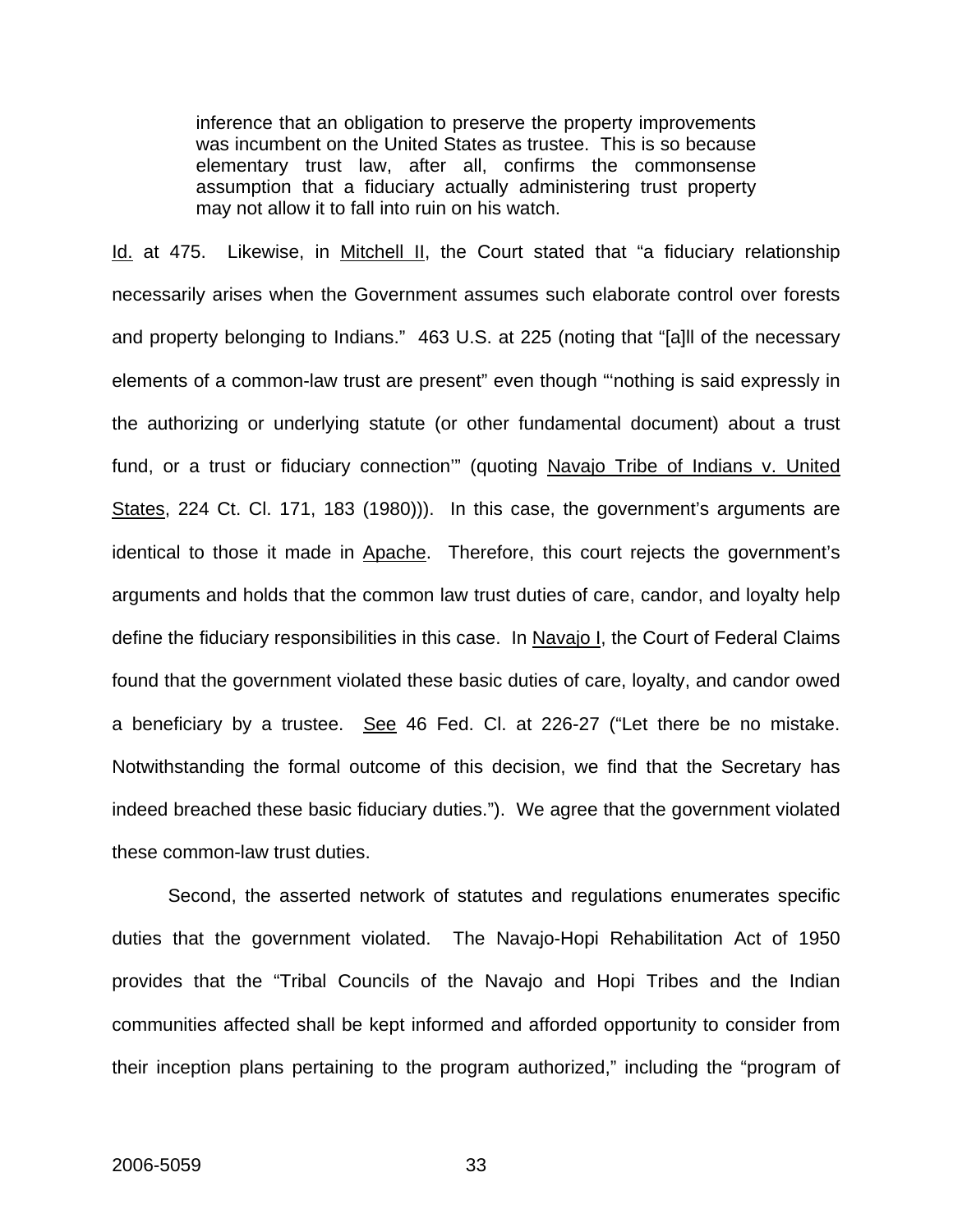> inference that an obligation to preserve the property improvements was incumbent on the United States as trustee. This is so because elementary trust law, after all, confirms the commonsense assumption that a fiduciary actually administering trust property may not allow it to fall into ruin on his watch.

Id. at 475. Likewise, in Mitchell II, the Court stated that "a fiduciary relationship necessarily arises when the Government assumes such elaborate control over forests and property belonging to Indians." 463 U.S. at 225 (noting that "[a]ll of the necessary elements of a common-law trust are present" even though "'nothing is said expressly in the authorizing or underlying statute (or other fundamental document) about a trust fund, or a trust or fiduciary connection'" (quoting Navajo Tribe of Indians v. United States, 224 Ct. Cl. 171, 183 (1980))). In this case, the government's arguments are identical to those it made in Apache. Therefore, this court rejects the government's arguments and holds that the common law trust duties of care, candor, and loyalty help define the fiduciary responsibilities in this case. In Navajo I, the Court of Federal Claims found that the government violated these basic duties of care, loyalty, and candor owed a beneficiary by a trustee. See 46 Fed. Cl. at 226-27 ("Let there be no mistake. Notwithstanding the formal outcome of this decision, we find that the Secretary has indeed breached these basic fiduciary duties."). We agree that the government violated these common-law trust duties.

Second, the asserted network of statutes and regulations enumerates specific duties that the government violated. The Navajo-Hopi Rehabilitation Act of 1950 provides that the "Tribal Councils of the Navajo and Hopi Tribes and the Indian communities affected shall be kept informed and afforded opportunity to consider from their inception plans pertaining to the program authorized," including the "program of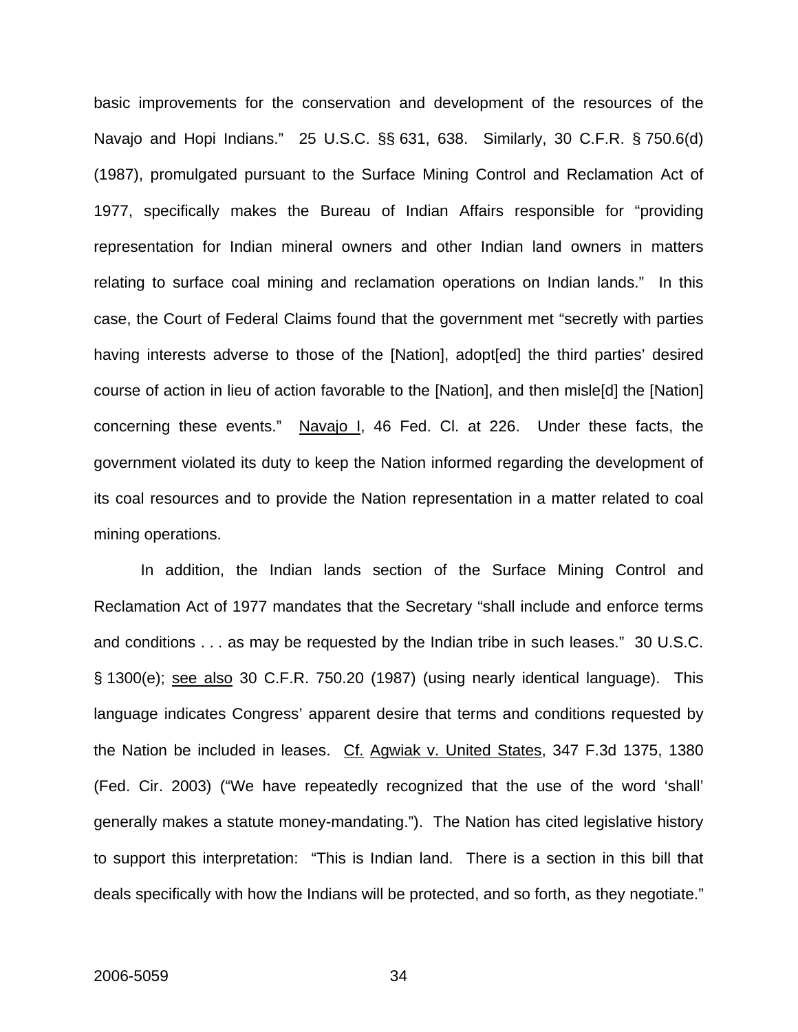basic improvements for the conservation and development of the resources of the Navajo and Hopi Indians." 25 U.S.C. §§ 631, 638. Similarly, 30 C.F.R. § 750.6(d) (1987), promulgated pursuant to the Surface Mining Control and Reclamation Act of 1977, specifically makes the Bureau of Indian Affairs responsible for "providing representation for Indian mineral owners and other Indian land owners in matters relating to surface coal mining and reclamation operations on Indian lands." In this case, the Court of Federal Claims found that the government met "secretly with parties having interests adverse to those of the [Nation], adopt[ed] the third parties' desired course of action in lieu of action favorable to the [Nation], and then misle[d] the [Nation] concerning these events." Navajo I, 46 Fed. Cl. at 226. Under these facts, the government violated its duty to keep the Nation informed regarding the development of its coal resources and to provide the Nation representation in a matter related to coal mining operations.

In addition, the Indian lands section of the Surface Mining Control and Reclamation Act of 1977 mandates that the Secretary "shall include and enforce terms and conditions . . . as may be requested by the Indian tribe in such leases." 30 U.S.C. § 1300(e); see also 30 C.F.R. 750.20 (1987) (using nearly identical language). This language indicates Congress' apparent desire that terms and conditions requested by the Nation be included in leases. Cf. Agwiak v. United States, 347 F.3d 1375, 1380 (Fed. Cir. 2003) ("We have repeatedly recognized that the use of the word 'shall' generally makes a statute money-mandating."). The Nation has cited legislative history to support this interpretation: "This is Indian land. There is a section in this bill that deals specifically with how the Indians will be protected, and so forth, as they negotiate."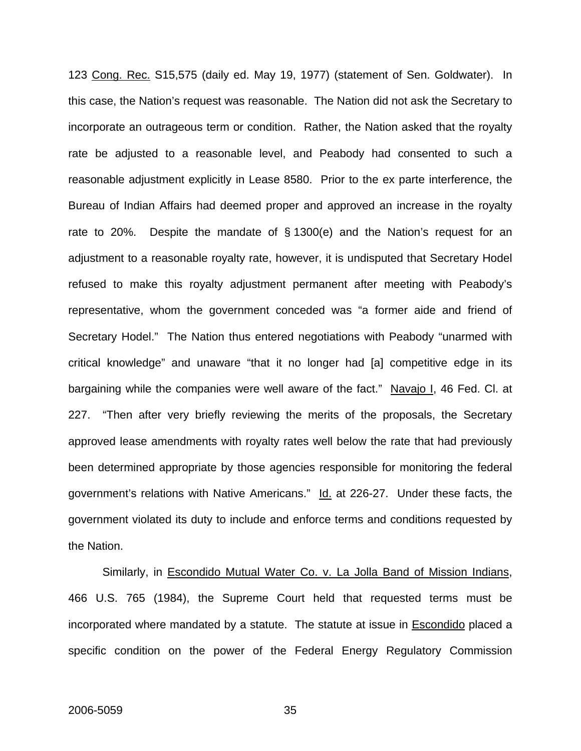123 Cong. Rec. S15,575 (daily ed. May 19, 1977) (statement of Sen. Goldwater). In this case, the Nation's request was reasonable. The Nation did not ask the Secretary to incorporate an outrageous term or condition. Rather, the Nation asked that the royalty rate be adjusted to a reasonable level, and Peabody had consented to such a reasonable adjustment explicitly in Lease 8580. Prior to the ex parte interference, the Bureau of Indian Affairs had deemed proper and approved an increase in the royalty rate to 20%. Despite the mandate of § 1300(e) and the Nation's request for an adjustment to a reasonable royalty rate, however, it is undisputed that Secretary Hodel refused to make this royalty adjustment permanent after meeting with Peabody's representative, whom the government conceded was "a former aide and friend of Secretary Hodel." The Nation thus entered negotiations with Peabody "unarmed with critical knowledge" and unaware "that it no longer had [a] competitive edge in its bargaining while the companies were well aware of the fact." Navajo I, 46 Fed. Cl. at 227. "Then after very briefly reviewing the merits of the proposals, the Secretary approved lease amendments with royalty rates well below the rate that had previously been determined appropriate by those agencies responsible for monitoring the federal government's relations with Native Americans." Id. at 226-27. Under these facts, the government violated its duty to include and enforce terms and conditions requested by the Nation.

Similarly, in Escondido Mutual Water Co. v. La Jolla Band of Mission Indians, 466 U.S. 765 (1984), the Supreme Court held that requested terms must be incorporated where mandated by a statute. The statute at issue in Escondido placed a specific condition on the power of the Federal Energy Regulatory Commission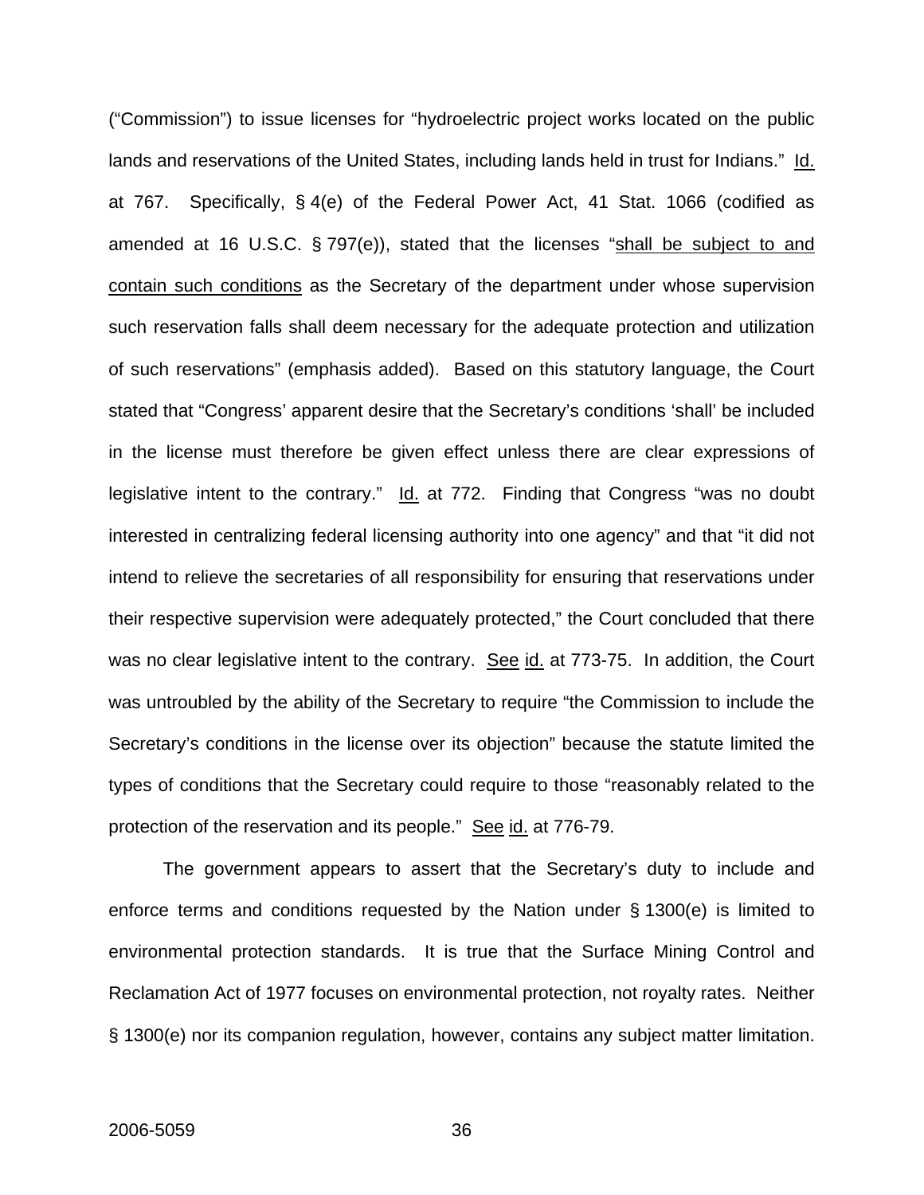("Commission") to issue licenses for "hydroelectric project works located on the public lands and reservations of the United States, including lands held in trust for Indians." <u>Id.</u> at 767. Specifically, § 4(e) of the Federal Power Act, 41 Stat. 1066 (codified as amended at 16 U.S.C. § 797(e)), stated that the licenses "<u>shall be subject to and contain such conditions</u> as the Secretary of the department under whose supervision such reservation falls shall deem necessary for the adequate protection and utilization of such reservations" (emphasis added). Based on this statutory language, the Court stated that "Congress' apparent desire that the Secretary's conditions 'shall' be included in the license must therefore be given effect unless there are clear expressions of legislative intent to the contrary." <u>Id.</u> at 772. Finding that Congress "was no doubt interested in centralizing federal licensing authority into one agency" and that "it did not intend to relieve the secretaries of all responsibility for ensuring that reservations under their respective supervision were adequately protected," the Court concluded that there was no clear legislative intent to the contrary. <u>See</u> <u>id.</u> at 773-75. In addition, the Court was untroubled by the ability of the Secretary to require "the Commission to include the Secretary's conditions in the license over its objection" because the statute limited the types of conditions that the Secretary could require to those "reasonably related to the protection of the reservation and its people." <u>See</u> <u>id.</u> at 776-79.

The government appears to assert that the Secretary's duty to include and enforce terms and conditions requested by the Nation under § 1300(e) is limited to environmental protection standards. It is true that the Surface Mining Control and Reclamation Act of 1977 focuses on environmental protection, not royalty rates. Neither § 1300(e) nor its companion regulation, however, contains any subject matter limitation.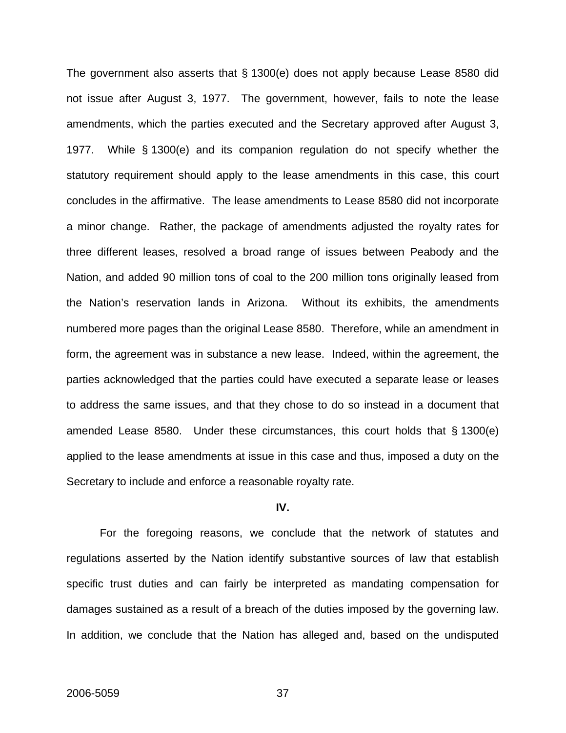The government also asserts that § 1300(e) does not apply because Lease 8580 did not issue after August 3, 1977. The government, however, fails to note the lease amendments, which the parties executed and the Secretary approved after August 3, 1977. While § 1300(e) and its companion regulation do not specify whether the statutory requirement should apply to the lease amendments in this case, this court concludes in the affirmative. The lease amendments to Lease 8580 did not incorporate a minor change. Rather, the package of amendments adjusted the royalty rates for three different leases, resolved a broad range of issues between Peabody and the Nation, and added 90 million tons of coal to the 200 million tons originally leased from the Nation's reservation lands in Arizona. Without its exhibits, the amendments numbered more pages than the original Lease 8580. Therefore, while an amendment in form, the agreement was in substance a new lease. Indeed, within the agreement, the parties acknowledged that the parties could have executed a separate lease or leases to address the same issues, and that they chose to do so instead in a document that amended Lease 8580. Under these circumstances, this court holds that § 1300(e) applied to the lease amendments at issue in this case and thus, imposed a duty on the Secretary to include and enforce a reasonable royalty rate.

## IV.

For the foregoing reasons, we conclude that the network of statutes and regulations asserted by the Nation identify substantive sources of law that establish specific trust duties and can fairly be interpreted as mandating compensation for damages sustained as a result of a breach of the duties imposed by the governing law. In addition, we conclude that the Nation has alleged and, based on the undisputed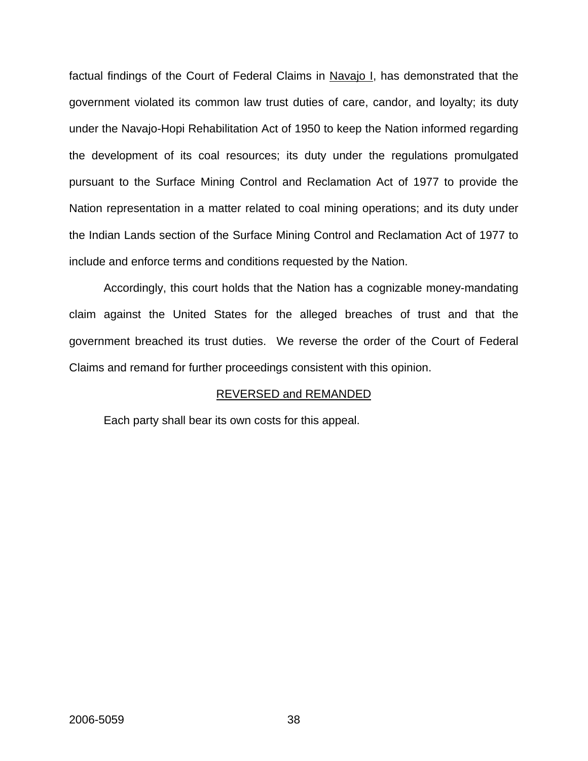factual findings of the Court of Federal Claims in Navajo I, has demonstrated that the government violated its common law trust duties of care, candor, and loyalty; its duty under the Navajo-Hopi Rehabilitation Act of 1950 to keep the Nation informed regarding the development of its coal resources; its duty under the regulations promulgated pursuant to the Surface Mining Control and Reclamation Act of 1977 to provide the Nation representation in a matter related to coal mining operations; and its duty under the Indian Lands section of the Surface Mining Control and Reclamation Act of 1977 to include and enforce terms and conditions requested by the Nation.

Accordingly, this court holds that the Nation has a cognizable money-mandating claim against the United States for the alleged breaches of trust and that the government breached its trust duties. We reverse the order of the Court of Federal Claims and remand for further proceedings consistent with this opinion.

REVERSED and REMANDED

Each party shall bear its own costs for this appeal.